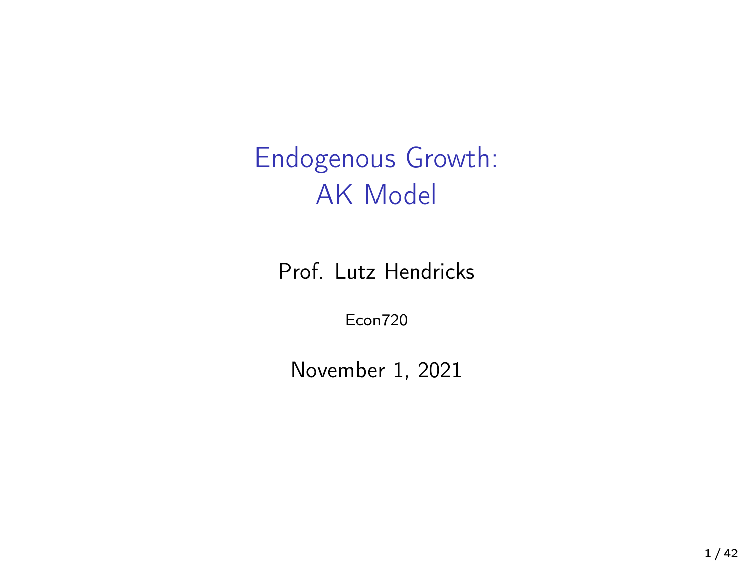# Endogenous Growth: AK Model

Prof. Lutz Hendricks

Econ720

November 1, 2021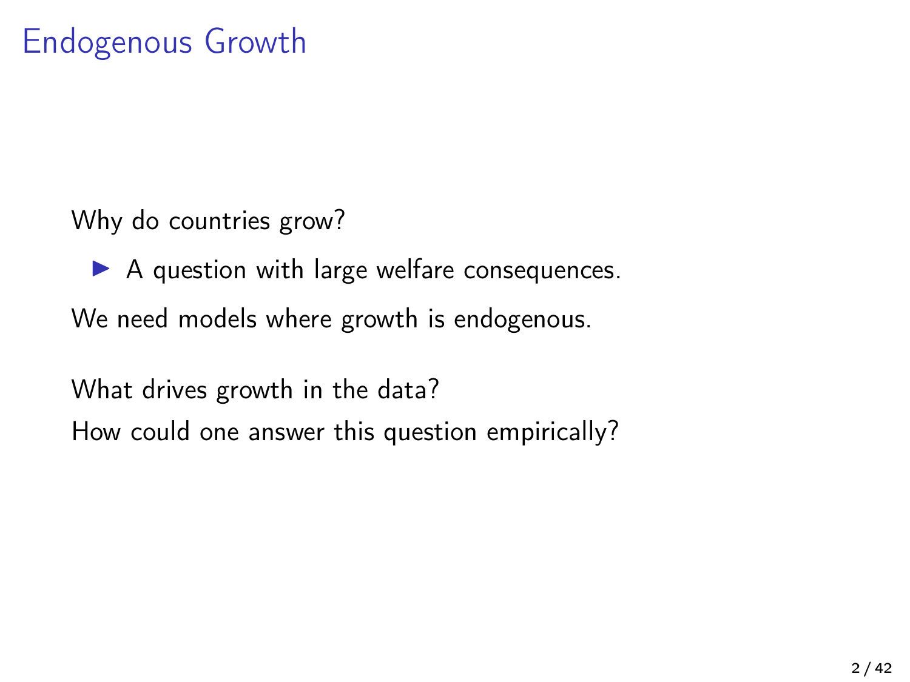# Endogenous Growth

Why do countries grow?

- A question with large welfare consequences.

We need models where growth is endogenous.

What drives growth in the data?

How could one answer this question empirically?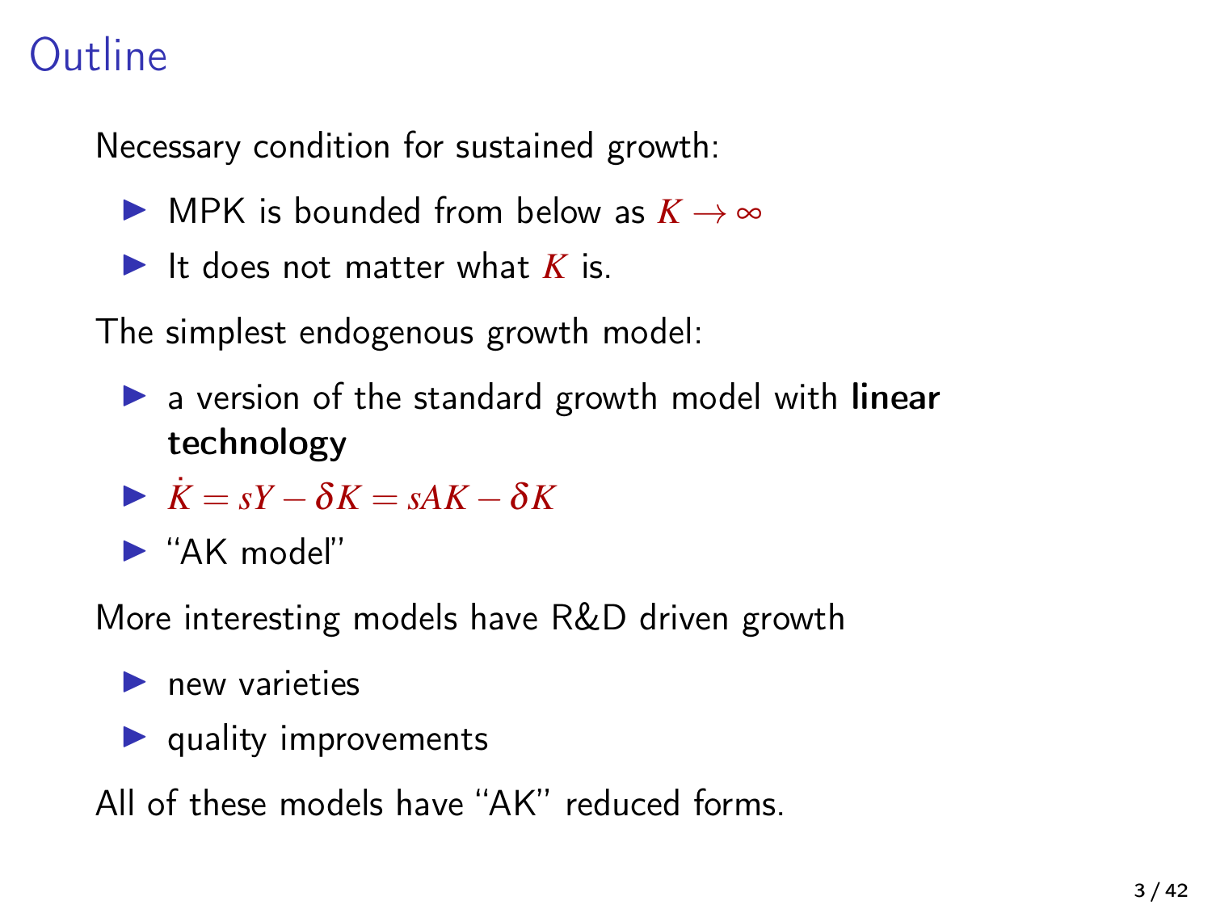# Outline

Necessary condition for sustained growth:

- MPK is bounded from below as $K \to \infty$
- It does not matter what $K$ is.

The simplest endogenous growth model:

- a version of the standard growth model with **linear technology**
- $\dot{K} = sY - \delta K = sAK - \delta K$
- "AK model"

More interesting models have R&D driven growth

- new varieties
- quality improvements

All of these models have "AK" reduced forms.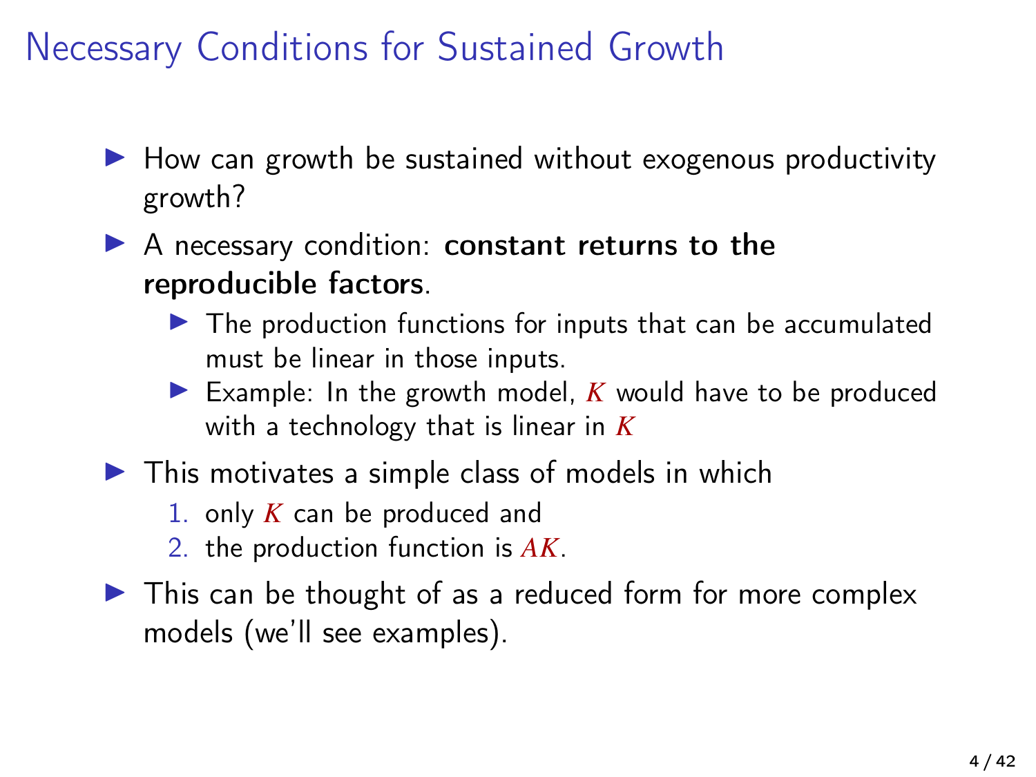# Necessary Conditions for Sustained Growth

- How can growth be sustained without exogenous productivity growth?
- A necessary condition: **constant returns to the reproducible factors**.
  - The production functions for inputs that can be accumulated must be linear in those inputs.
  - Example: In the growth model, $K$ would have to be produced with a technology that is linear in $K$
- This motivates a simple class of models in which
  1. only $K$ can be produced and
  2. the production function is $AK$.
- This can be thought of as a reduced form for more complex models (we'll see examples).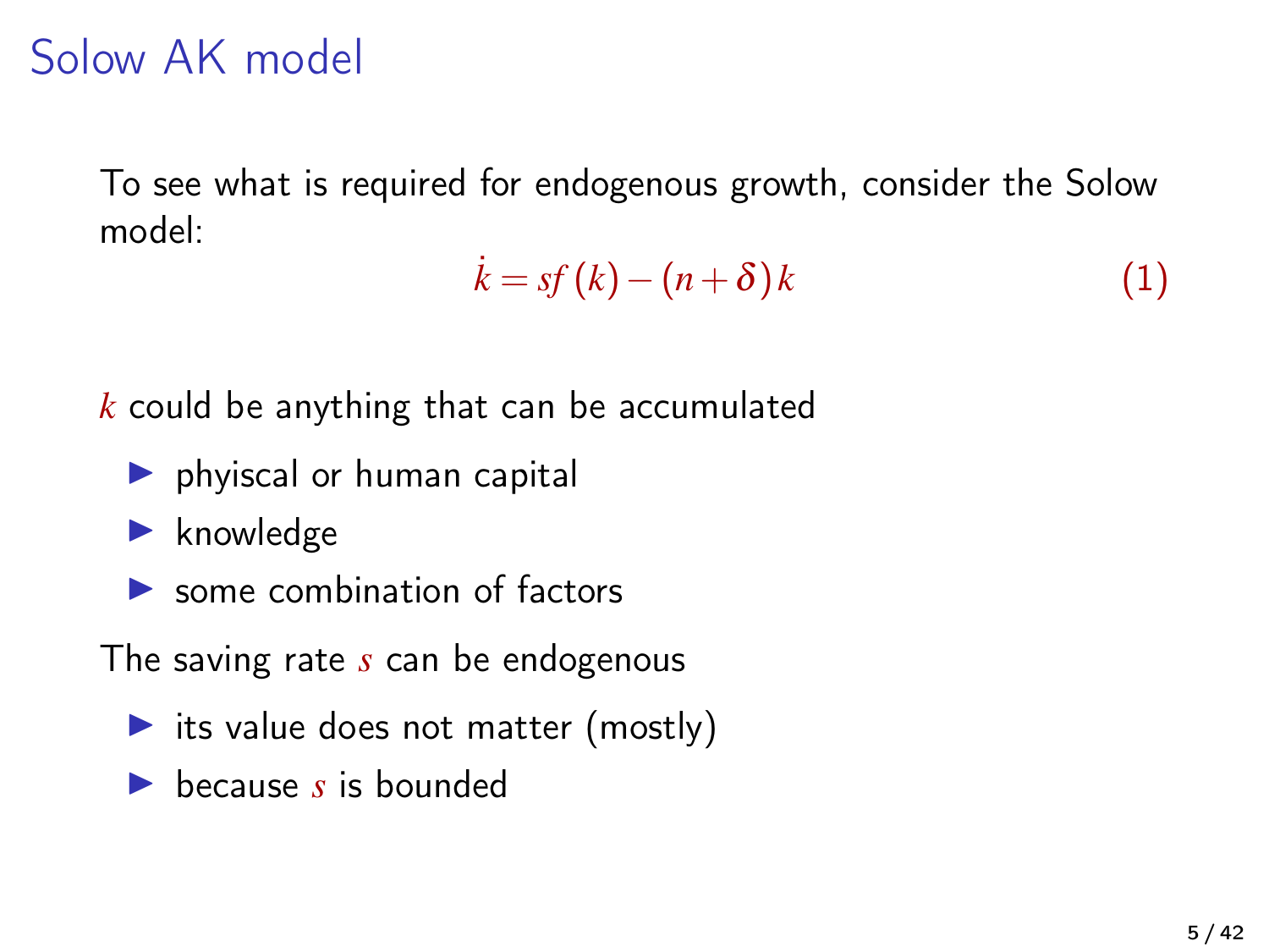# Solow AK model

To see what is required for endogenous growth, consider the Solow model:

$$\dot{k} = sf(k) - (n+\delta)k \tag{1}$$

$k$ could be anything that can be accumulated

- phyiscal or human capital
- knowledge
- some combination of factors

The saving rate $s$ can be endogenous

- its value does not matter (mostly)
- because $s$ is bounded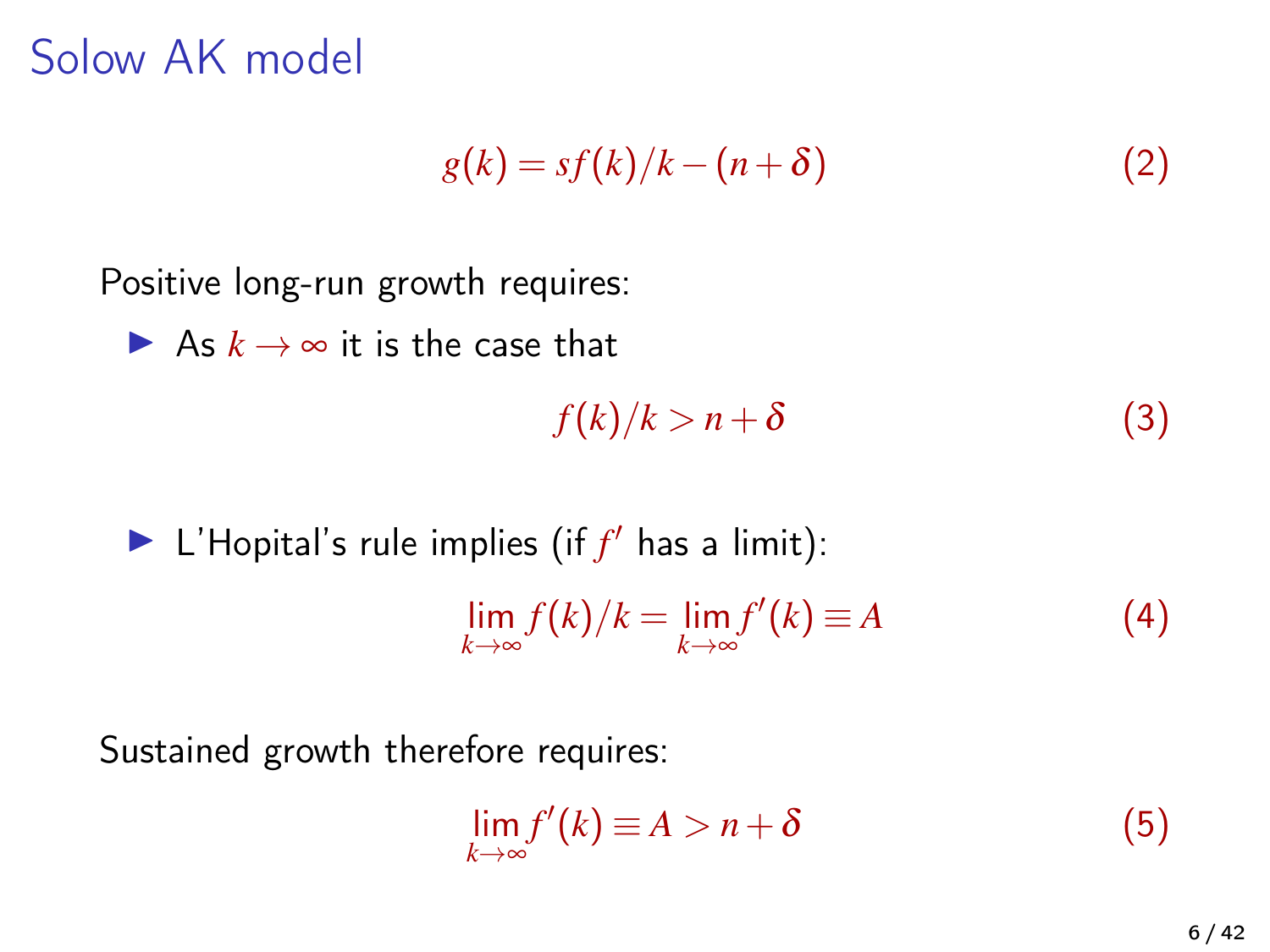# Solow AK model

$$g(k) = sf(k)/k - (n+\delta) \tag{2}$$

Positive long-run growth requires:

- As $k \to \infty$ it is the case that

$$f(k)/k > n+\delta \tag{3}$$

- L'Hopital's rule implies (if $f'$ has a limit):

$$\lim_{k\to\infty} f(k)/k = \lim_{k\to\infty} f'(k) \equiv A \tag{4}$$

Sustained growth therefore requires:

$$\lim_{k\to\infty} f'(k) \equiv A > n+\delta \tag{5}$$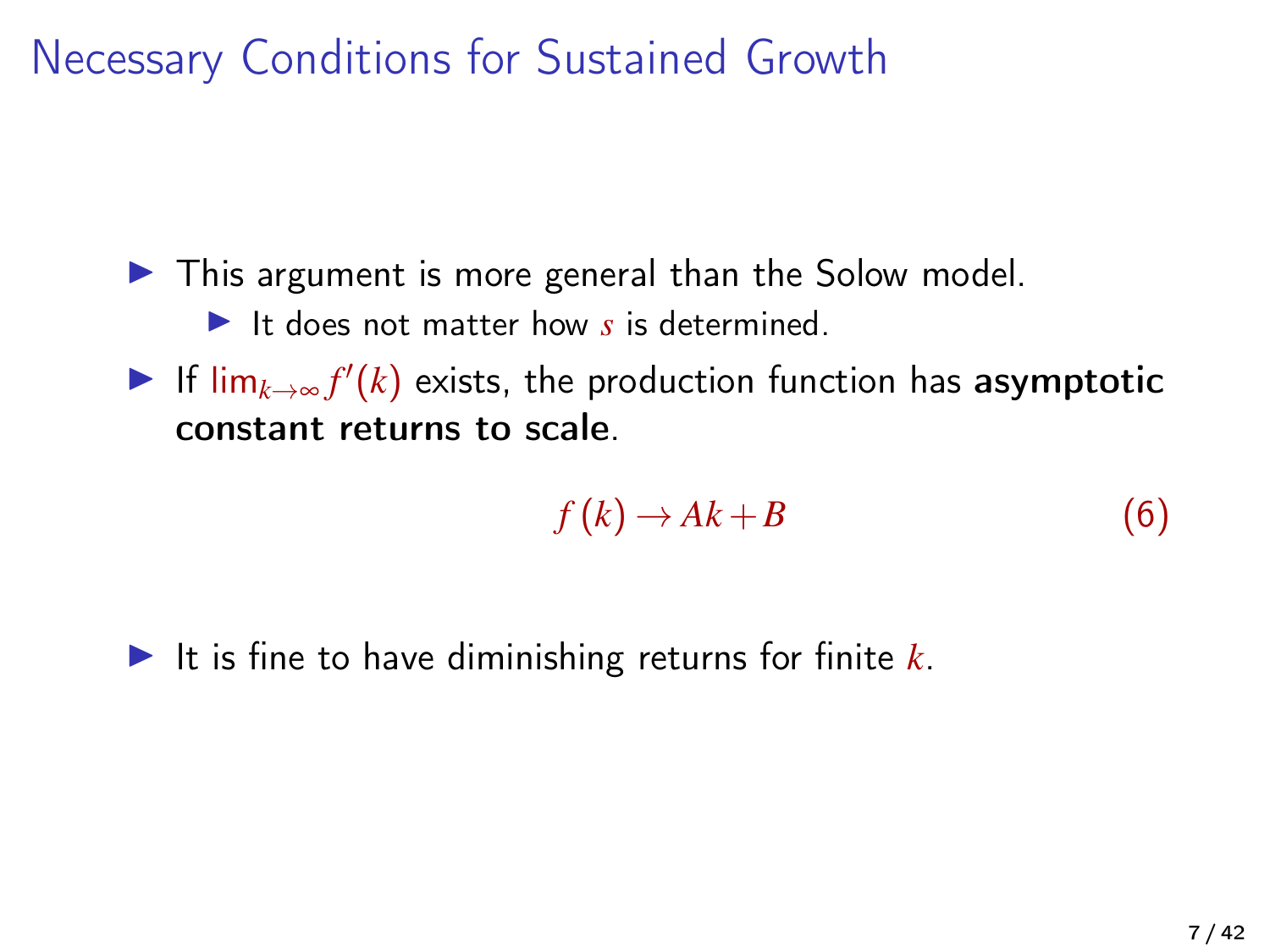# Necessary Conditions for Sustained Growth

- This argument is more general than the Solow model.
  - It does not matter how $s$ is determined.
- If $\lim_{k \to \infty} f'(k)$ exists, the production function has **asymptotic constant returns to scale**.

$$f(k) \to Ak + B \tag{6}$$

- It is fine to have diminishing returns for finite $k$.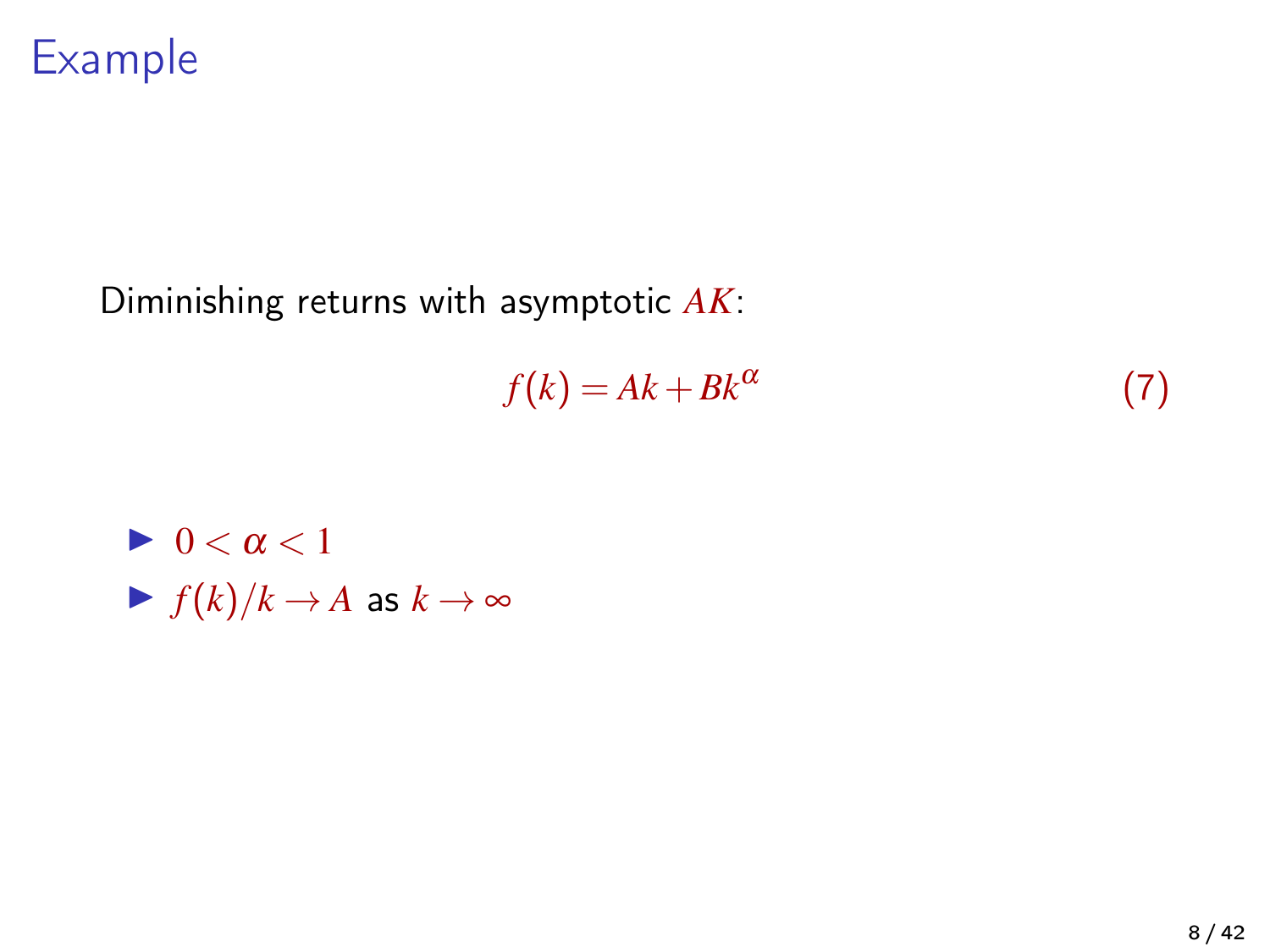# Example

Diminishing returns with asymptotic $AK$:

$$f(k) = Ak + Bk^{\alpha} \tag{7}$$

- $0 < \alpha < 1$
- $f(k)/k \to A$ as $k \to \infty$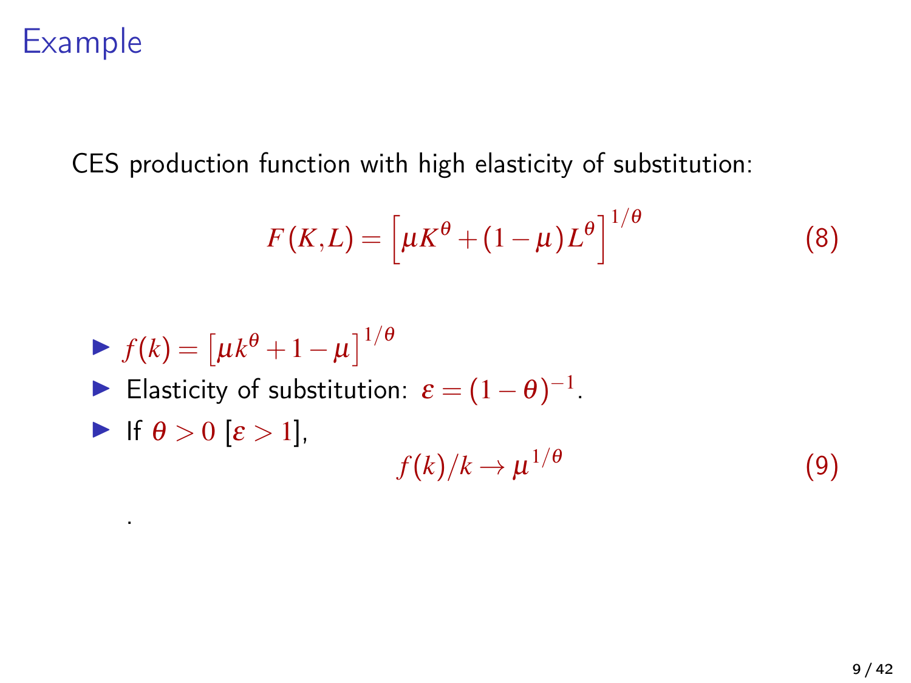# Example

CES production function with high elasticity of substitution:

$$F(K,L) = \left[\mu K^{\theta} + (1-\mu) L^{\theta}\right]^{1/\theta} \tag{8}$$

- $f(k) = \left[\mu k^{\theta} + 1 - \mu\right]^{1/\theta}$
- Elasticity of substitution: $\varepsilon = (1-\theta)^{-1}$.
- If $\theta > 0$ [$\varepsilon > 1$],

$$f(k)/k \to \mu^{1/\theta} \tag{9}$$

.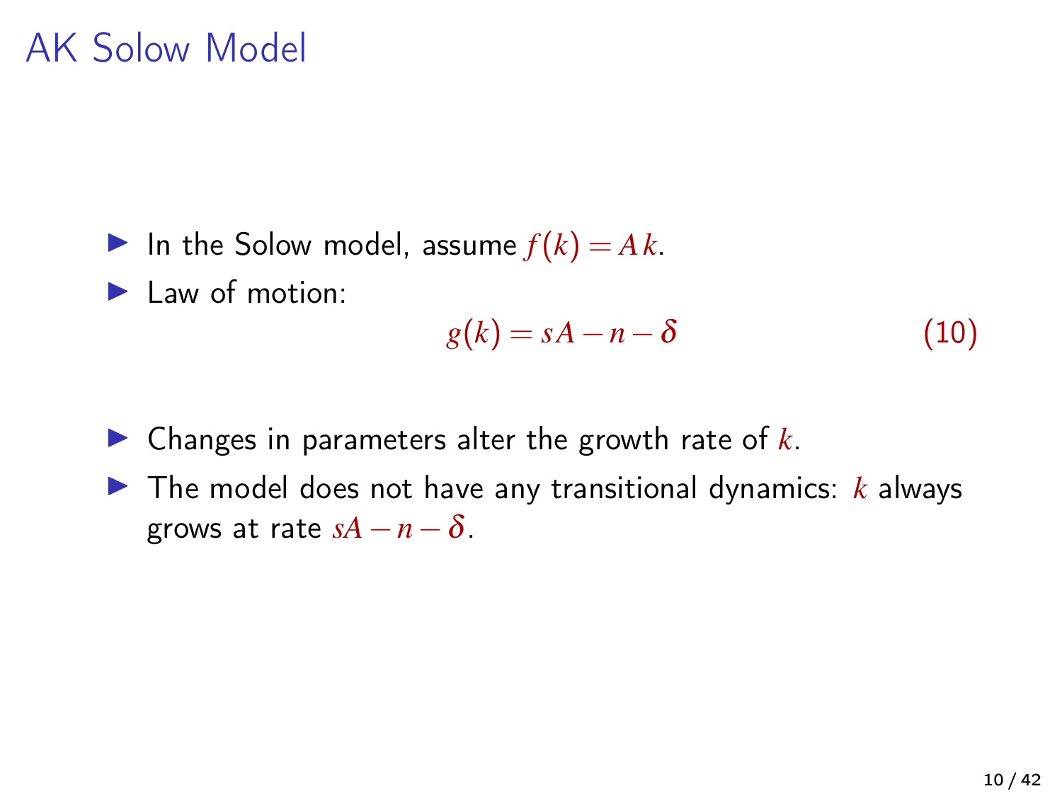# AK Solow Model

- In the Solow model, assume $f(k) = A\,k$.
- Law of motion:

$$g(k) = sA - n - \delta \tag{10}$$

- Changes in parameters alter the growth rate of $k$.
- The model does not have any transitional dynamics: $k$ always grows at rate $sA - n - \delta$.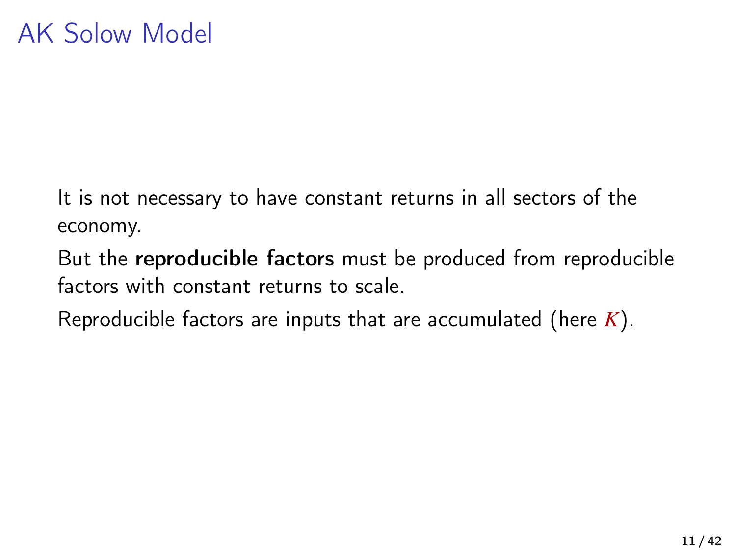# AK Solow Model

It is not necessary to have constant returns in all sectors of the economy.

But the **reproducible factors** must be produced from reproducible factors with constant returns to scale.

Reproducible factors are inputs that are accumulated (here $K$).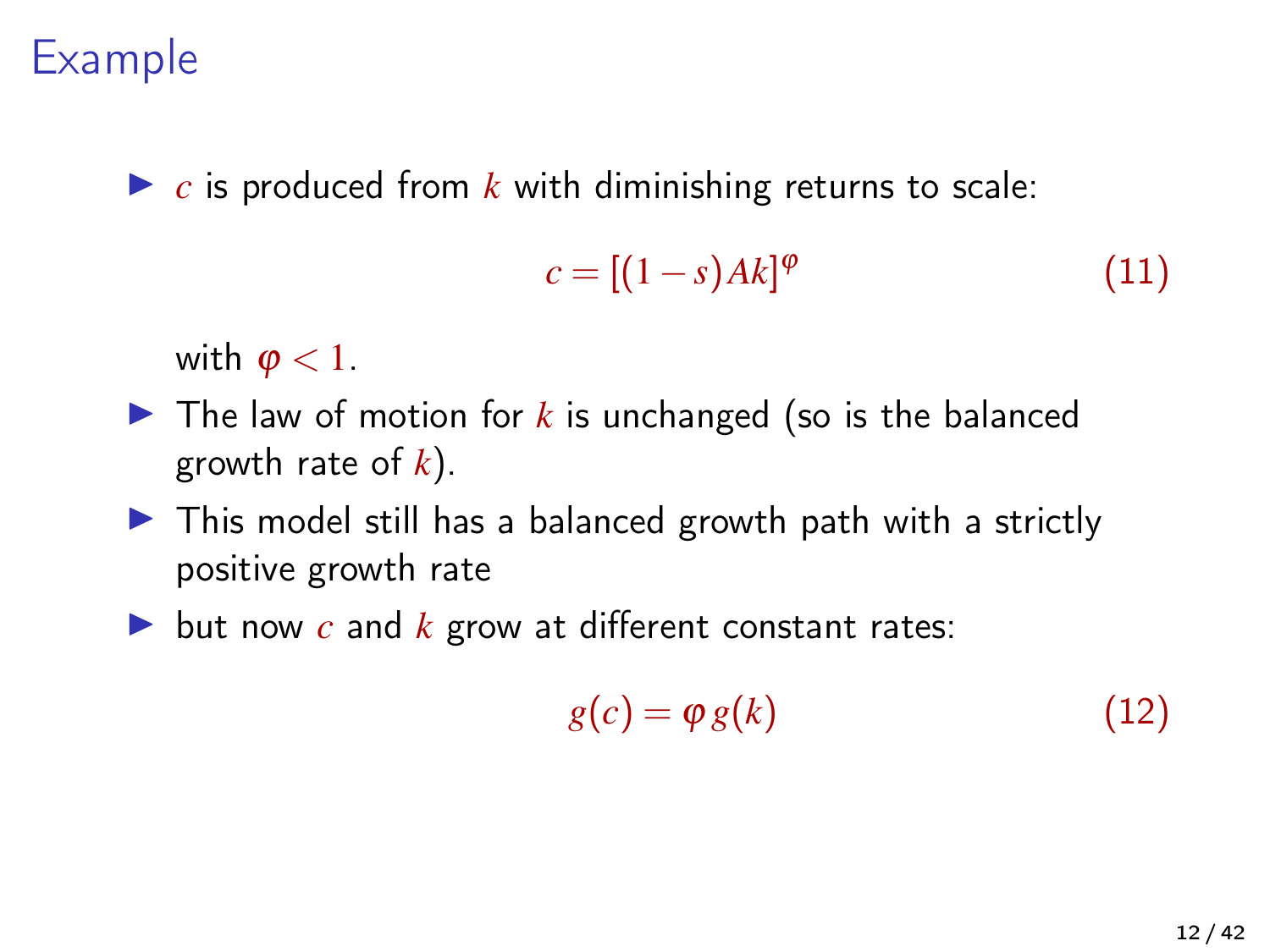# Example

- $c$ is produced from $k$ with diminishing returns to scale:

$$c = [(1-s)Ak]^{\varphi} \tag{11}$$

  with $\varphi < 1$.
- The law of motion for $k$ is unchanged (so is the balanced growth rate of $k$).
- This model still has a balanced growth path with a strictly positive growth rate
- but now $c$ and $k$ grow at different constant rates:

$$g(c) = \varphi\, g(k) \tag{12}$$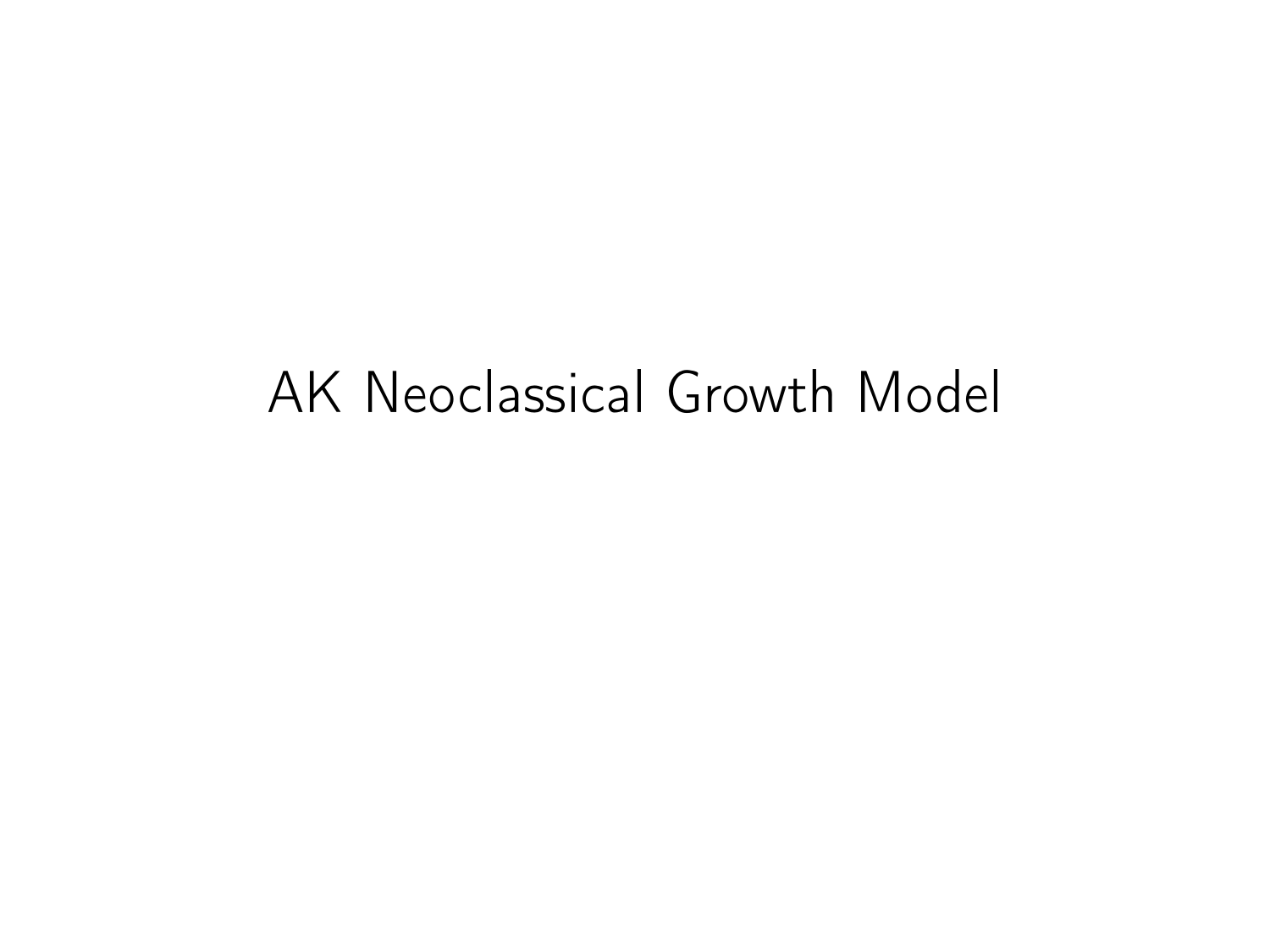# AK Neoclassical Growth Model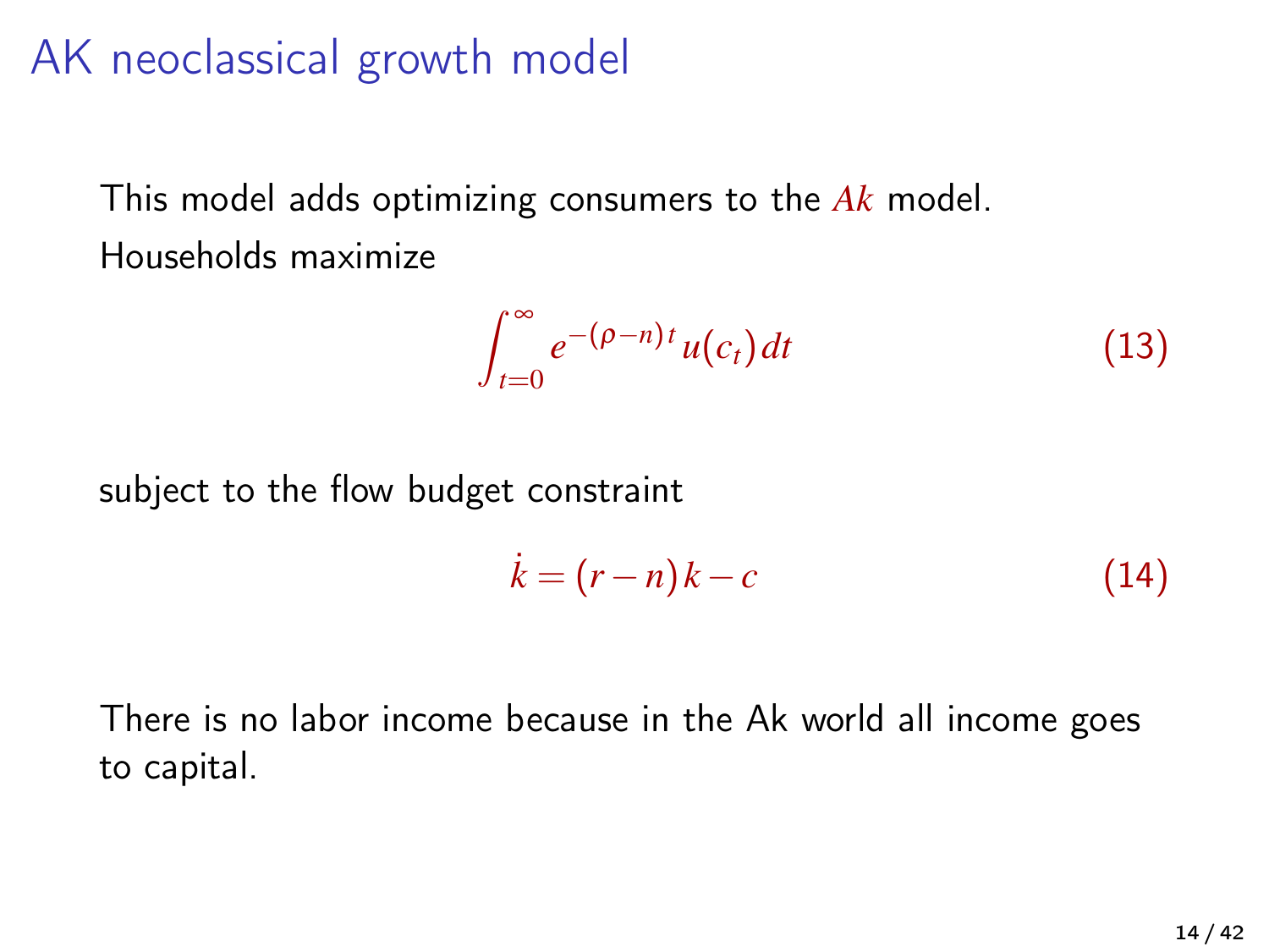# AK neoclassical growth model

This model adds optimizing consumers to the $Ak$ model.

Households maximize

$$\int_{t=0}^{\infty} e^{-(\rho-n)t} u(c_t) dt \tag{13}$$

subject to the flow budget constraint

$$\dot{k} = (r-n)k - c \tag{14}$$

There is no labor income because in the Ak world all income goes to capital.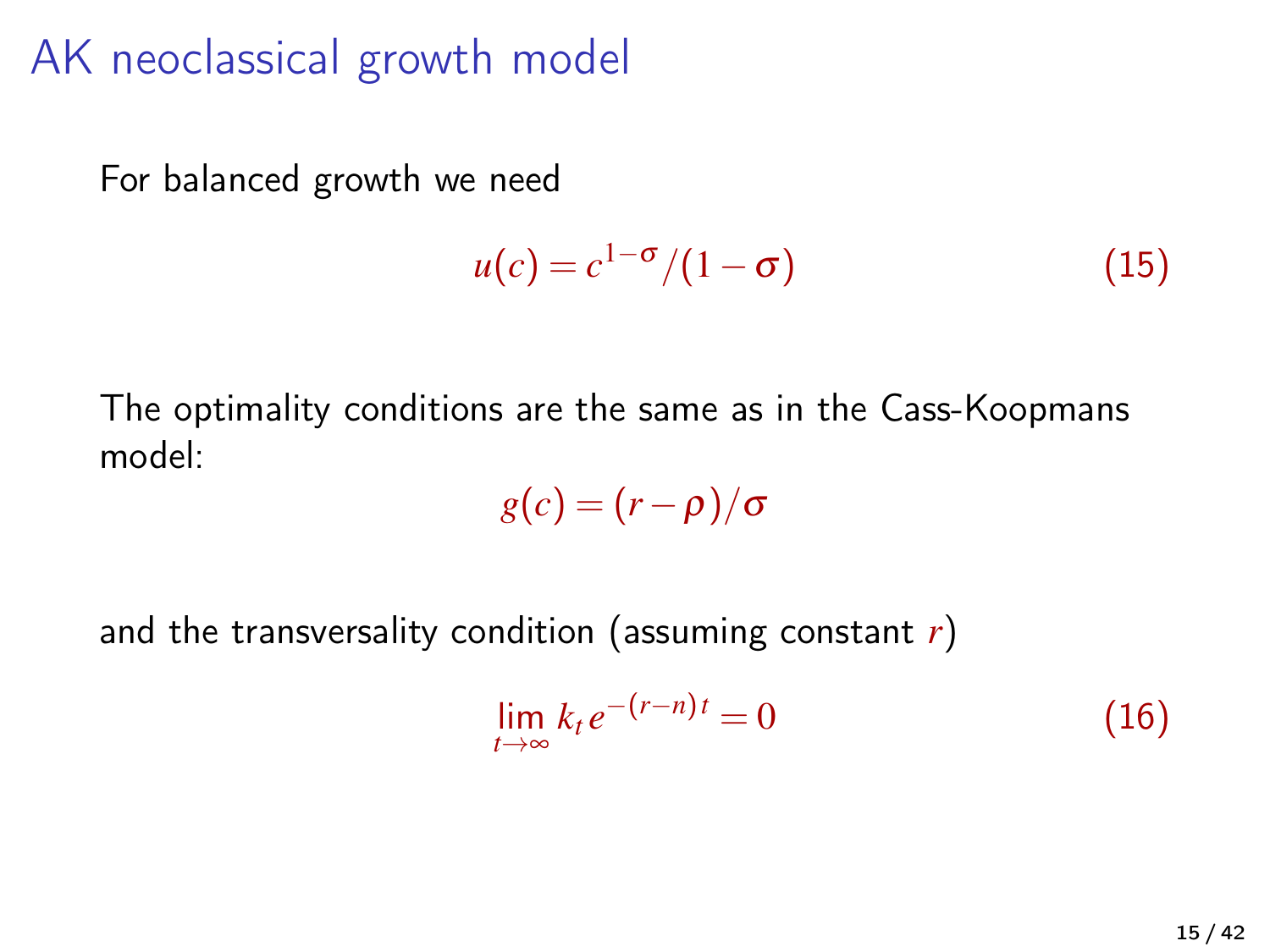# AK neoclassical growth model

For balanced growth we need

$$u(c) = c^{1-\sigma}/(1-\sigma) \tag{15}$$

The optimality conditions are the same as in the Cass-Koopmans model:

$$g(c) = (r-\rho)/\sigma$$

and the transversality condition (assuming constant $r$)

$$\lim_{t\to\infty} k_t e^{-(r-n)t} = 0 \tag{16}$$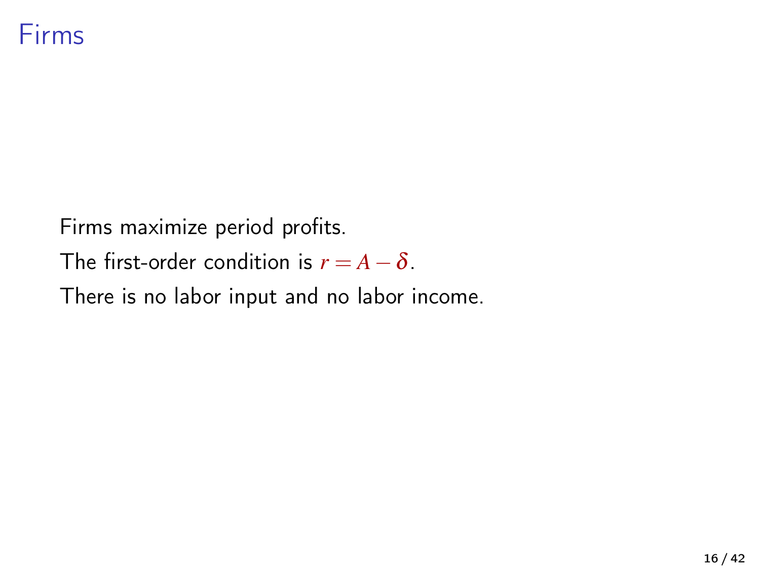# Firms

Firms maximize period profits.

The first-order condition is $r = A - \delta$.

There is no labor input and no labor income.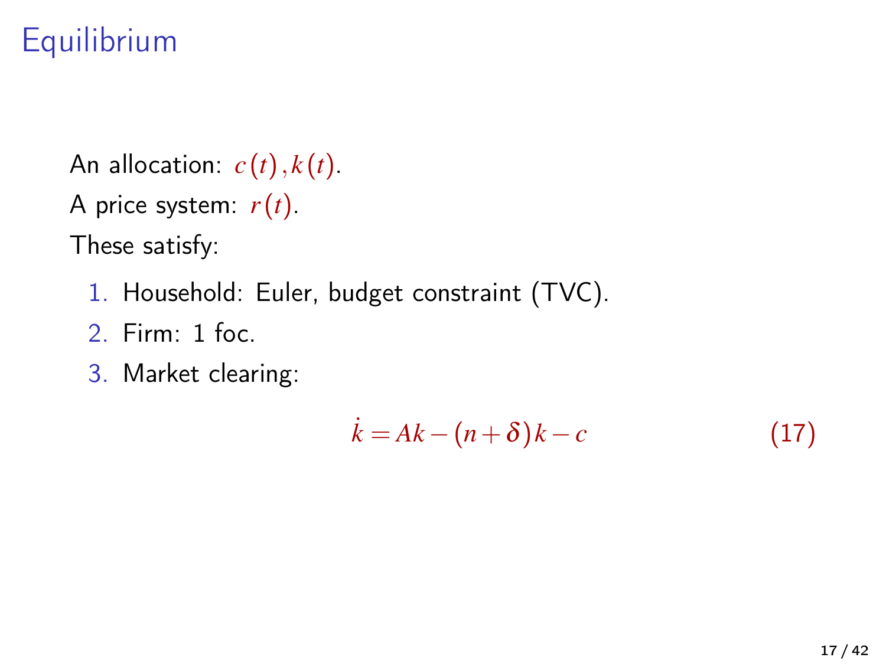# Equilibrium

An allocation: $c(t), k(t)$.

A price system: $r(t)$.

These satisfy:

1. Household: Euler, budget constraint (TVC).
2. Firm: 1 foc.
3. Market clearing:

$$\dot{k} = Ak - (n+\delta)k - c \tag{17}$$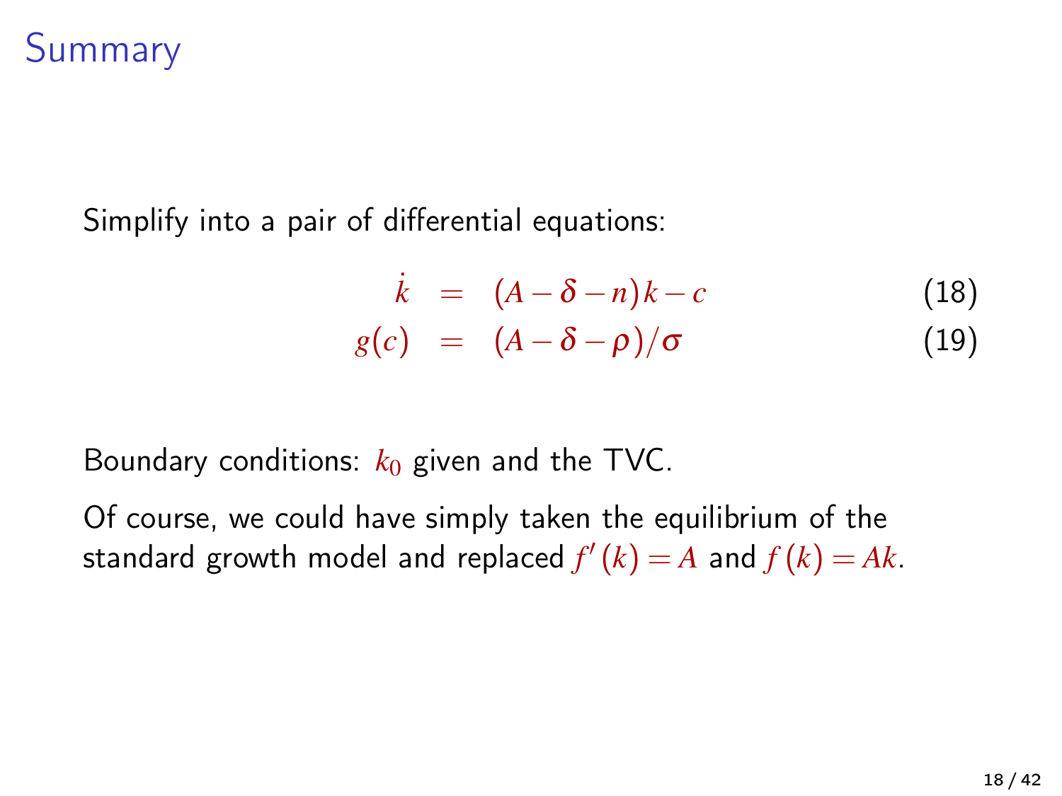# Summary

Simplify into a pair of differential equations:

$$
\begin{aligned}
\dot{k} &= (A - \delta - n)k - c \qquad (18) \\
g(c) &= (A - \delta - \rho)/\sigma \qquad (19)
\end{aligned}
$$

Boundary conditions: $k_0$ given and the TVC.

Of course, we could have simply taken the equilibrium of the standard growth model and replaced $f'(k) = A$ and $f(k) = Ak$.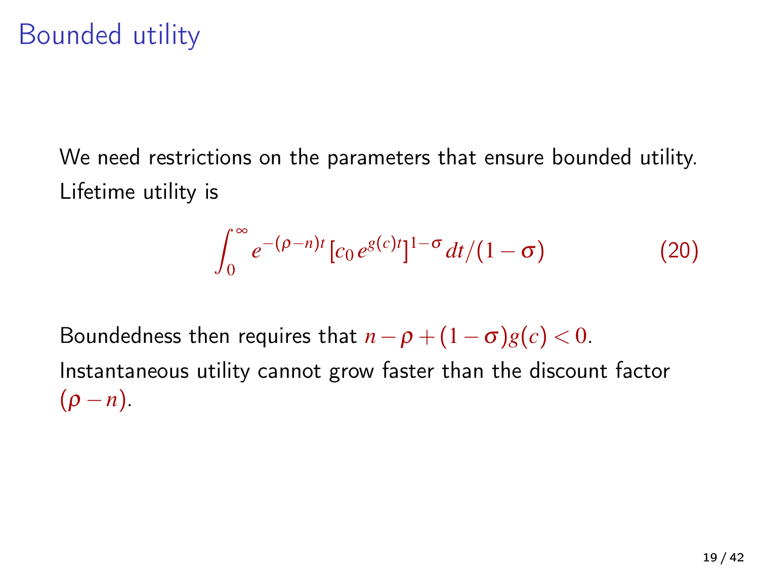# Bounded utility

We need restrictions on the parameters that ensure bounded utility. Lifetime utility is

$$\int_0^\infty e^{-(\rho-n)t}\left[c_0 e^{g(c)t}\right]^{1-\sigma} dt/(1-\sigma) \tag{20}$$

Boundedness then requires that $n-\rho+(1-\sigma)g(c)<0.$

Instantaneous utility cannot grow faster than the discount factor $(\rho-n)$.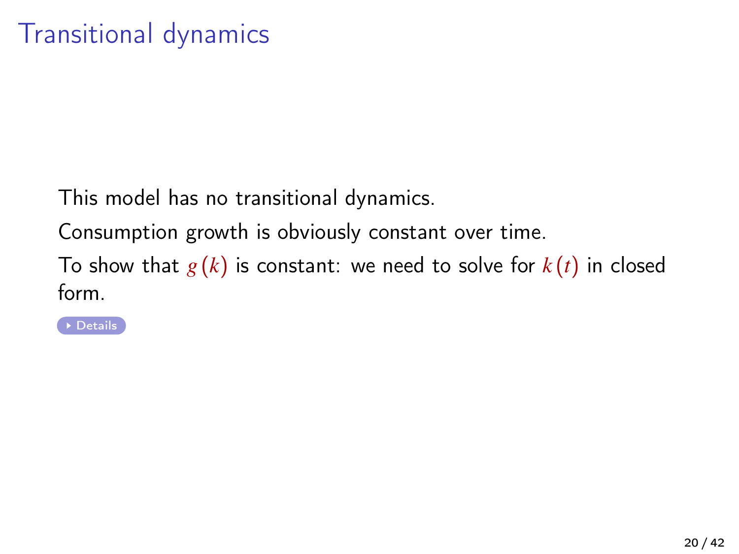# Transitional dynamics

This model has no transitional dynamics.

Consumption growth is obviously constant over time.

To show that $g(k)$ is constant: we need to solve for $k(t)$ in closed form.

Details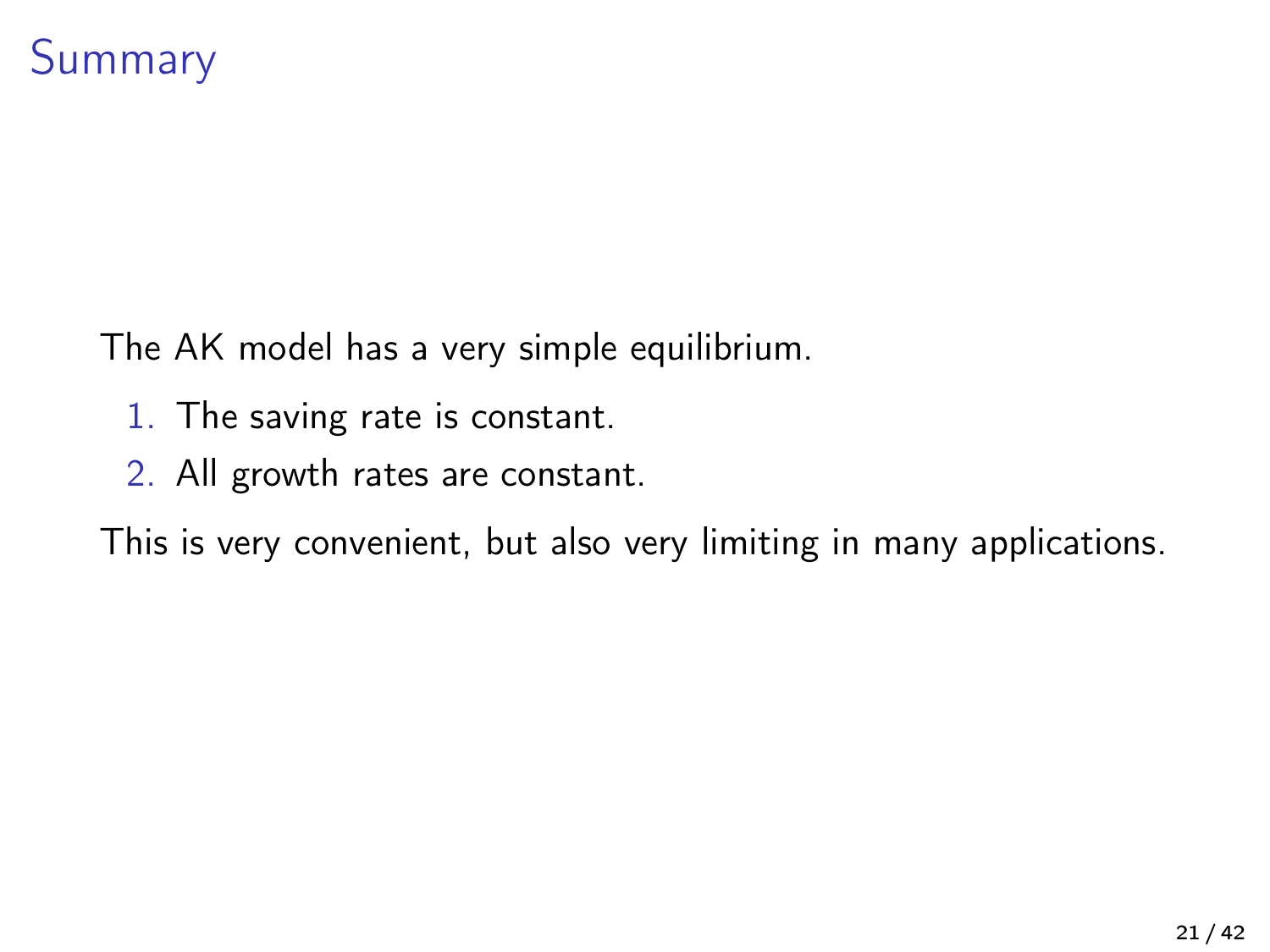# Summary

The AK model has a very simple equilibrium.

1. The saving rate is constant.
2. All growth rates are constant.

This is very convenient, but also very limiting in many applications.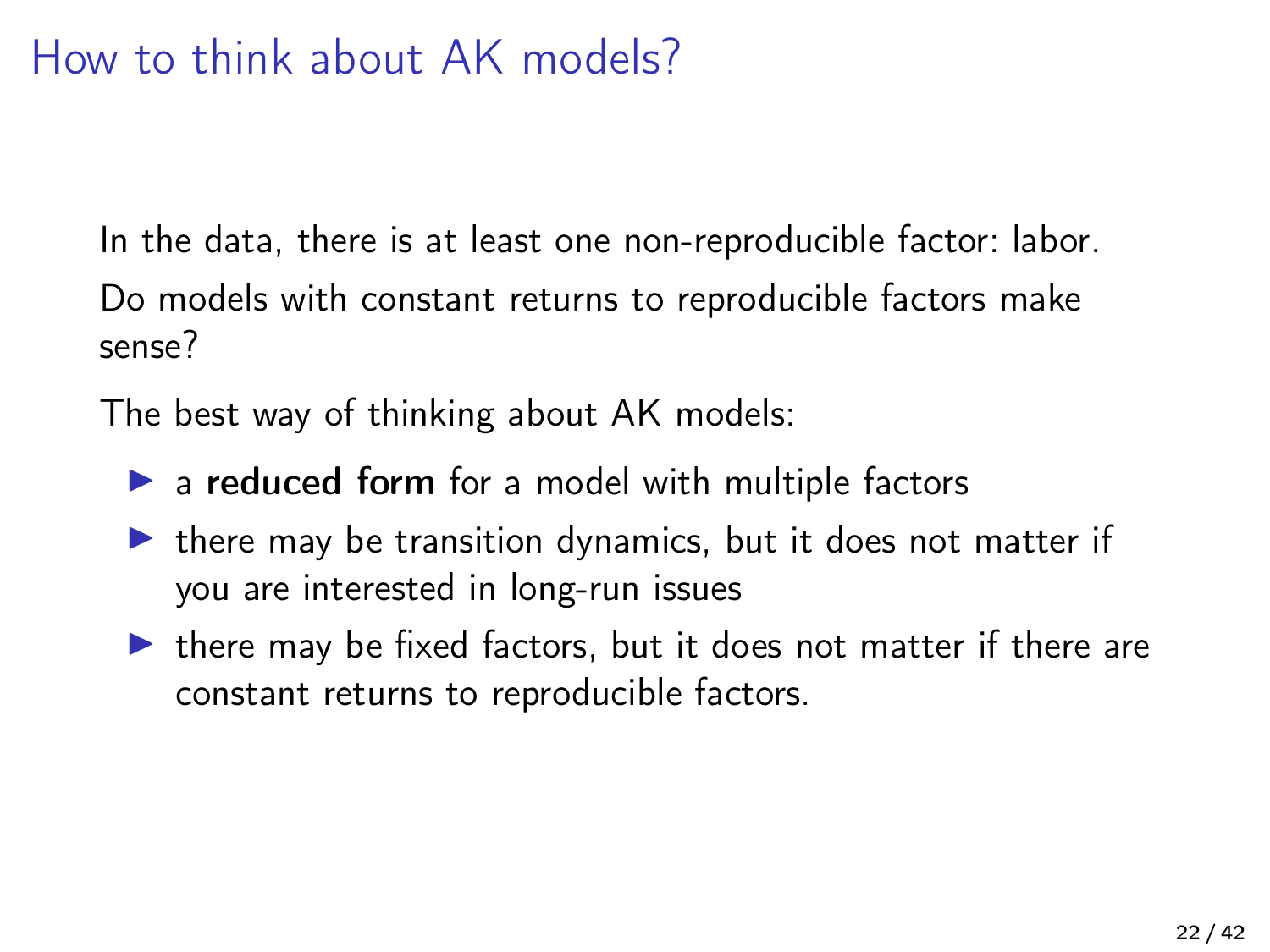# How to think about AK models?

In the data, there is at least one non-reproducible factor: labor.

Do models with constant returns to reproducible factors make sense?

The best way of thinking about AK models:

- a **reduced form** for a model with multiple factors
- there may be transition dynamics, but it does not matter if you are interested in long-run issues
- there may be fixed factors, but it does not matter if there are constant returns to reproducible factors.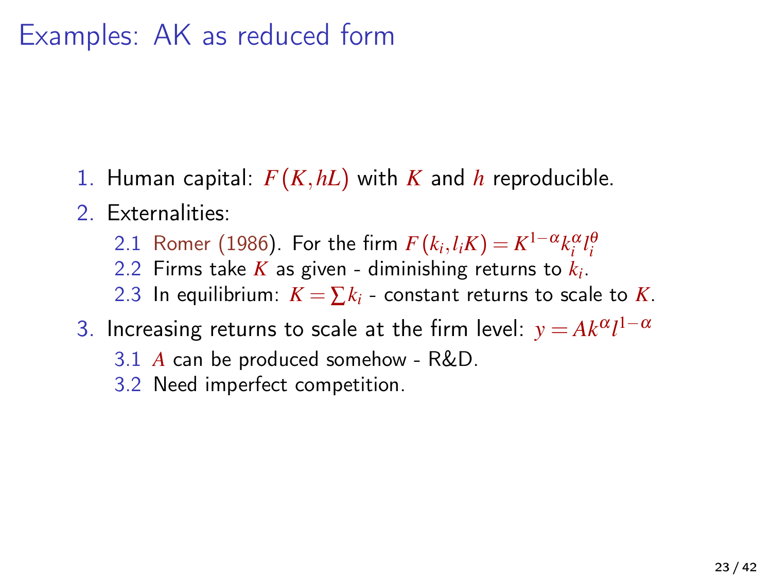# Examples: AK as reduced form

1. Human capital: $F(K, hL)$ with $K$ and $h$ reproducible.
2. Externalities:
   - 2.1 Romer (1986). For the firm $F(k_i, l_i K) = K^{1-\alpha} k_i^{\alpha} l_i^{\theta}$
   - 2.2 Firms take $K$ as given - diminishing returns to $k_i$.
   - 2.3 In equilibrium: $K = \sum k_i$ - constant returns to scale to $K$.
3. Increasing returns to scale at the firm level: $y = Ak^{\alpha} l^{1-\alpha}$
   - 3.1 $A$ can be produced somehow - R&D.
   - 3.2 Need imperfect competition.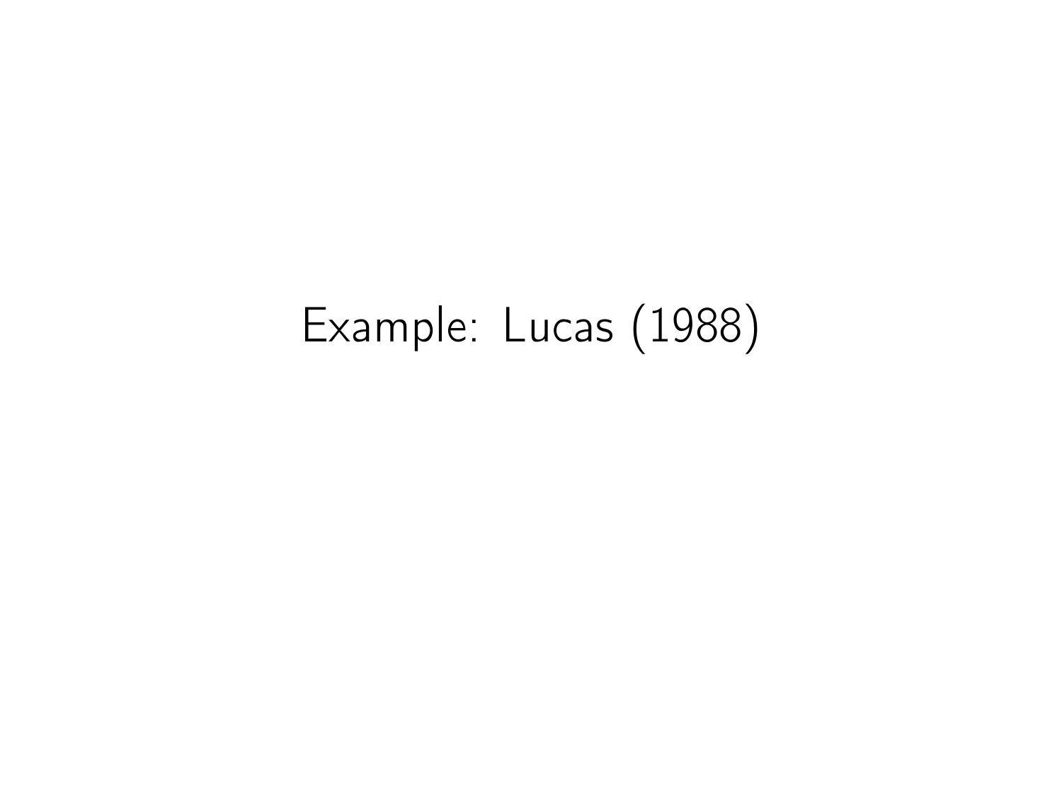# Example: Lucas (1988)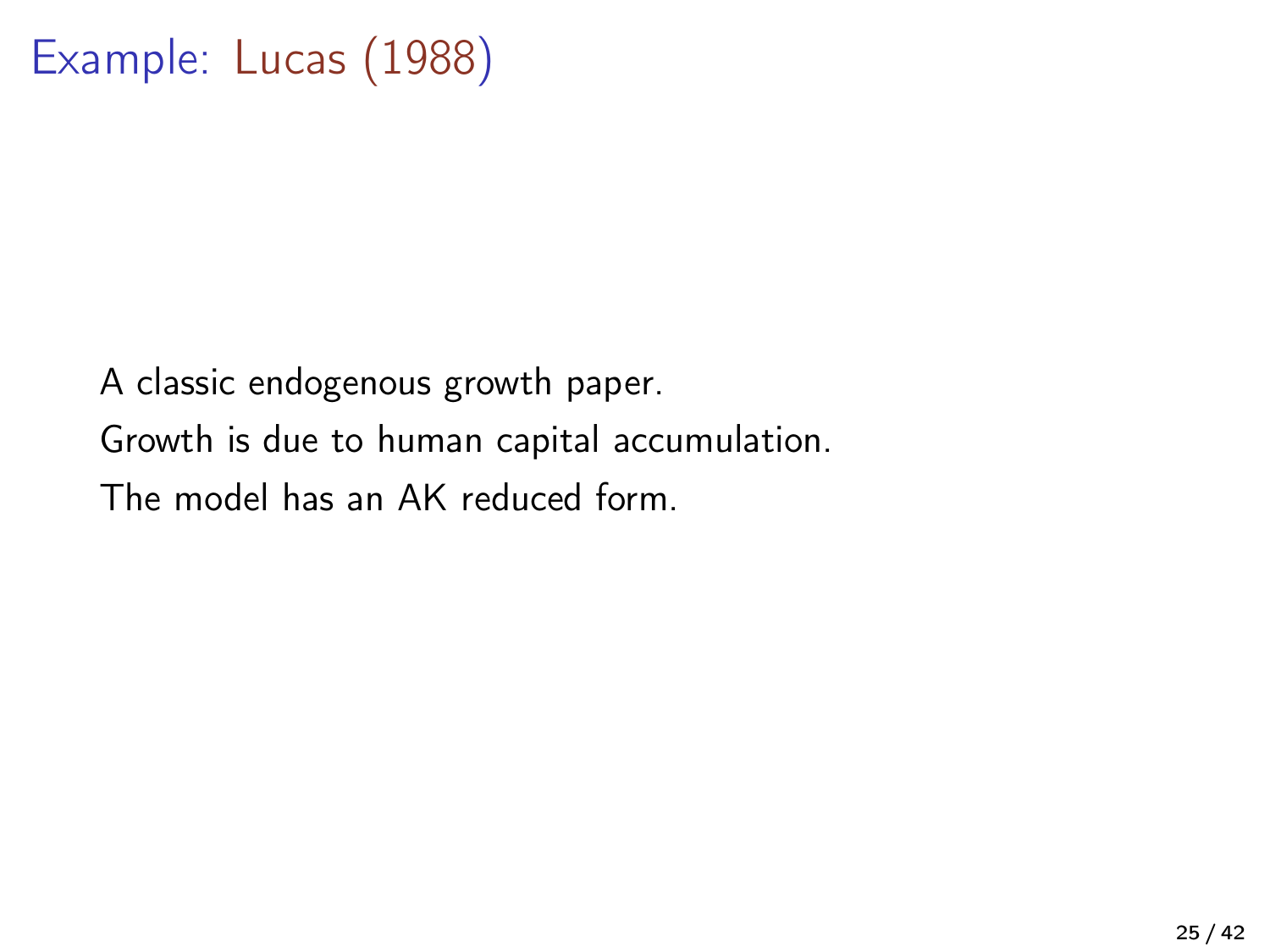# Example: Lucas (1988)

A classic endogenous growth paper.

Growth is due to human capital accumulation.

The model has an AK reduced form.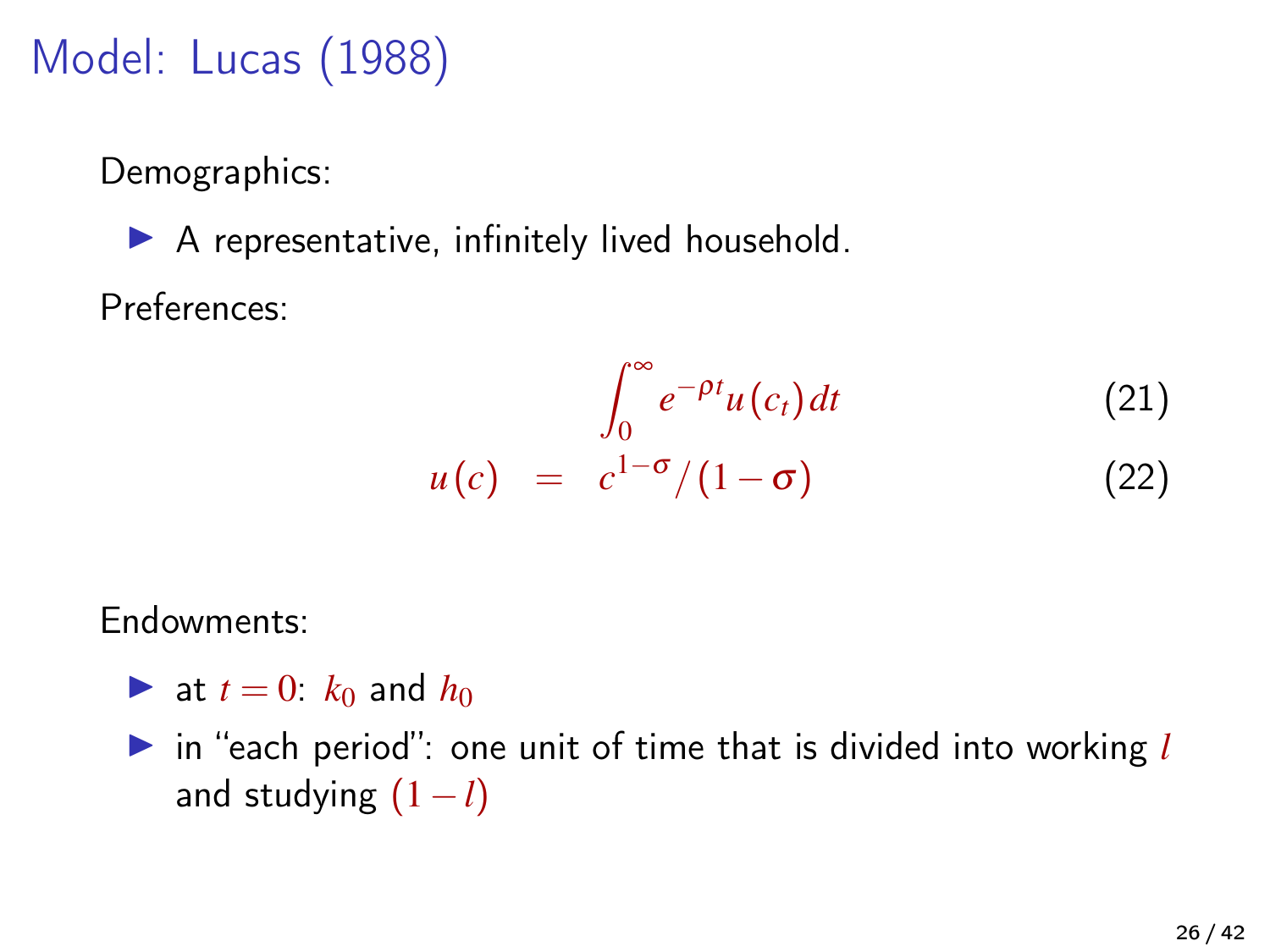# Model: Lucas (1988)

Demographics:

- A representative, infinitely lived household.

Preferences:

$$\int_0^\infty e^{-\rho t} u(c_t)\, dt \tag{21}$$

$$u(c) = c^{1-\sigma}/(1-\sigma) \tag{22}$$

Endowments:

- at $t = 0$: $k_0$ and $h_0$
- in "each period": one unit of time that is divided into working $l$ and studying $(1-l)$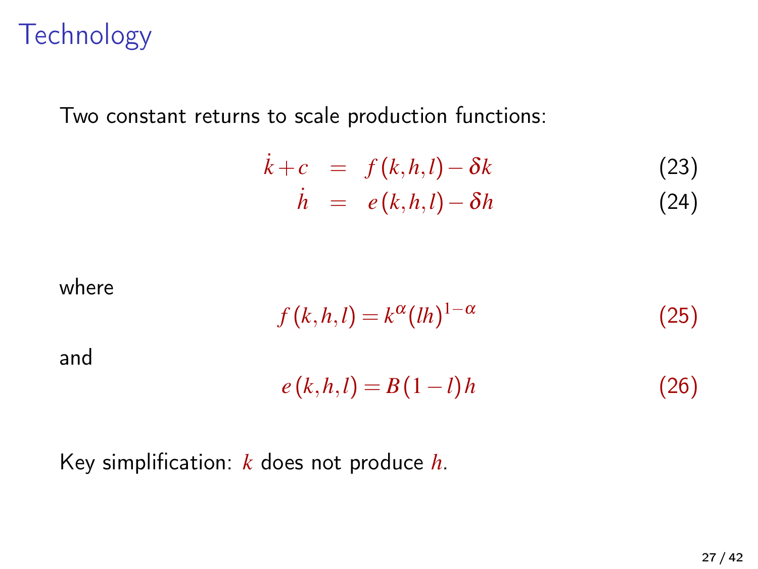# Technology

Two constant returns to scale production functions:

$$
\begin{aligned}
\dot{k} + c &= f(k,h,l) - \delta k &\quad (23)\\
\dot{h} &= e(k,h,l) - \delta h &\quad (24)
\end{aligned}
$$

where

$$f(k,h,l) = k^{\alpha}(lh)^{1-\alpha} \quad (25)$$

and

$$e(k,h,l) = B(1-l)h \quad (26)$$

Key simplification: $k$ does not produce $h$.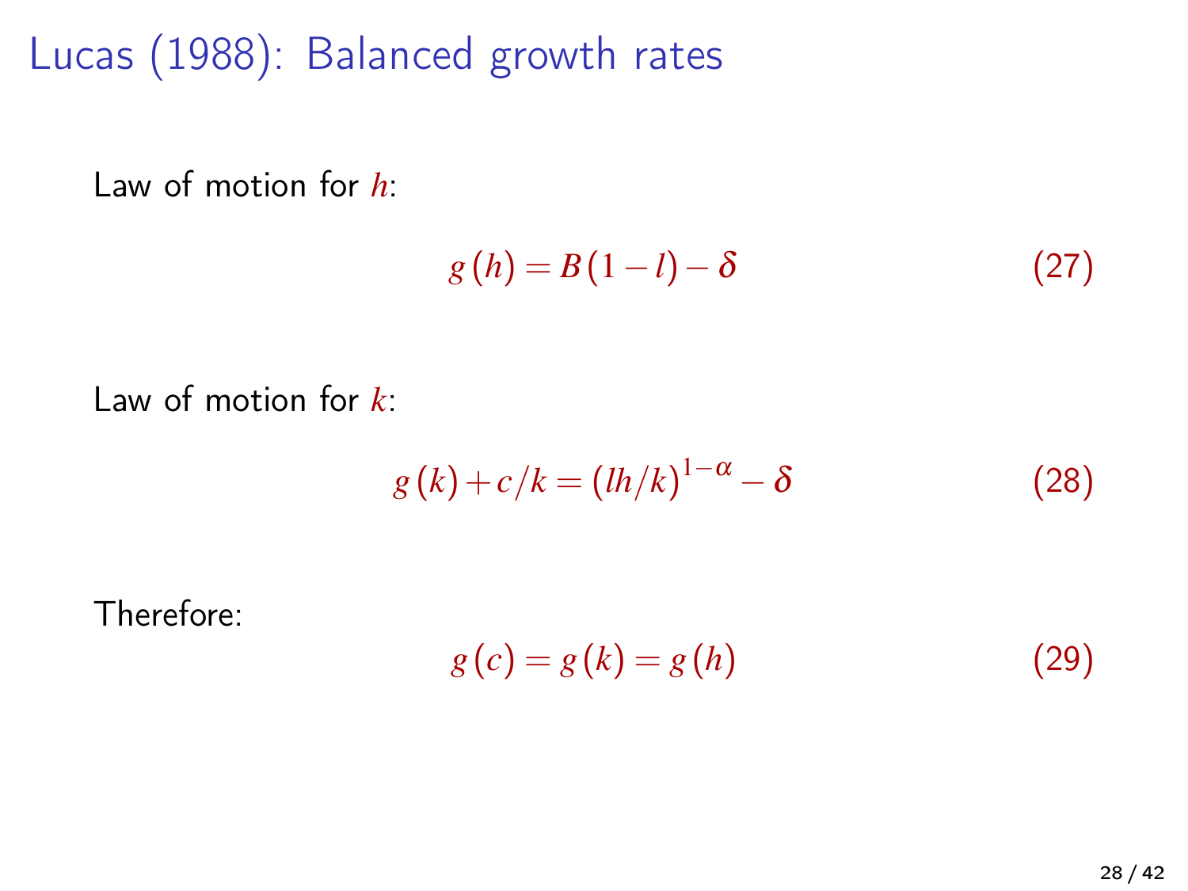# Lucas (1988): Balanced growth rates

Law of motion for $h$:

$$g(h) = B(1-l) - \delta \tag{27}$$

Law of motion for $k$:

$$g(k) + c/k = (lh/k)^{1-\alpha} - \delta \tag{28}$$

Therefore:

$$g(c) = g(k) = g(h) \tag{29}$$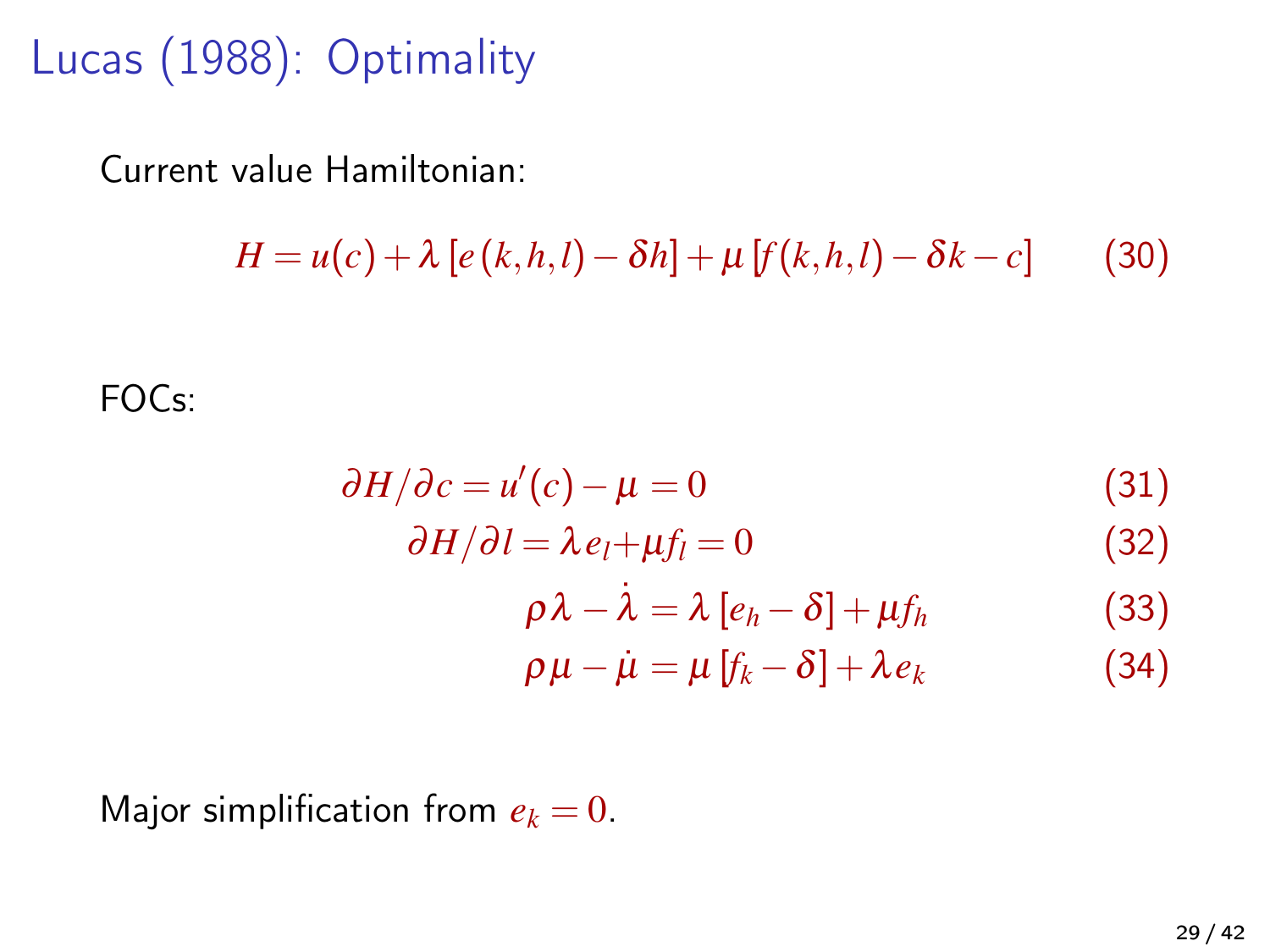# Lucas (1988): Optimality

Current value Hamiltonian:

$$H = u(c) + \lambda \left[ e(k,h,l) - \delta h \right] + \mu \left[ f(k,h,l) - \delta k - c \right] \tag{30}$$

FOCs:

$$\partial H / \partial c = u'(c) - \mu = 0 \tag{31}$$

$$\partial H / \partial l = \lambda e_l + \mu f_l = 0 \tag{32}$$

$$\rho \lambda - \dot{\lambda} = \lambda \left[ e_h - \delta \right] + \mu f_h \tag{33}$$

$$\rho \mu - \dot{\mu} = \mu \left[ f_k - \delta \right] + \lambda e_k \tag{34}$$

Major simplification from $e_k = 0$.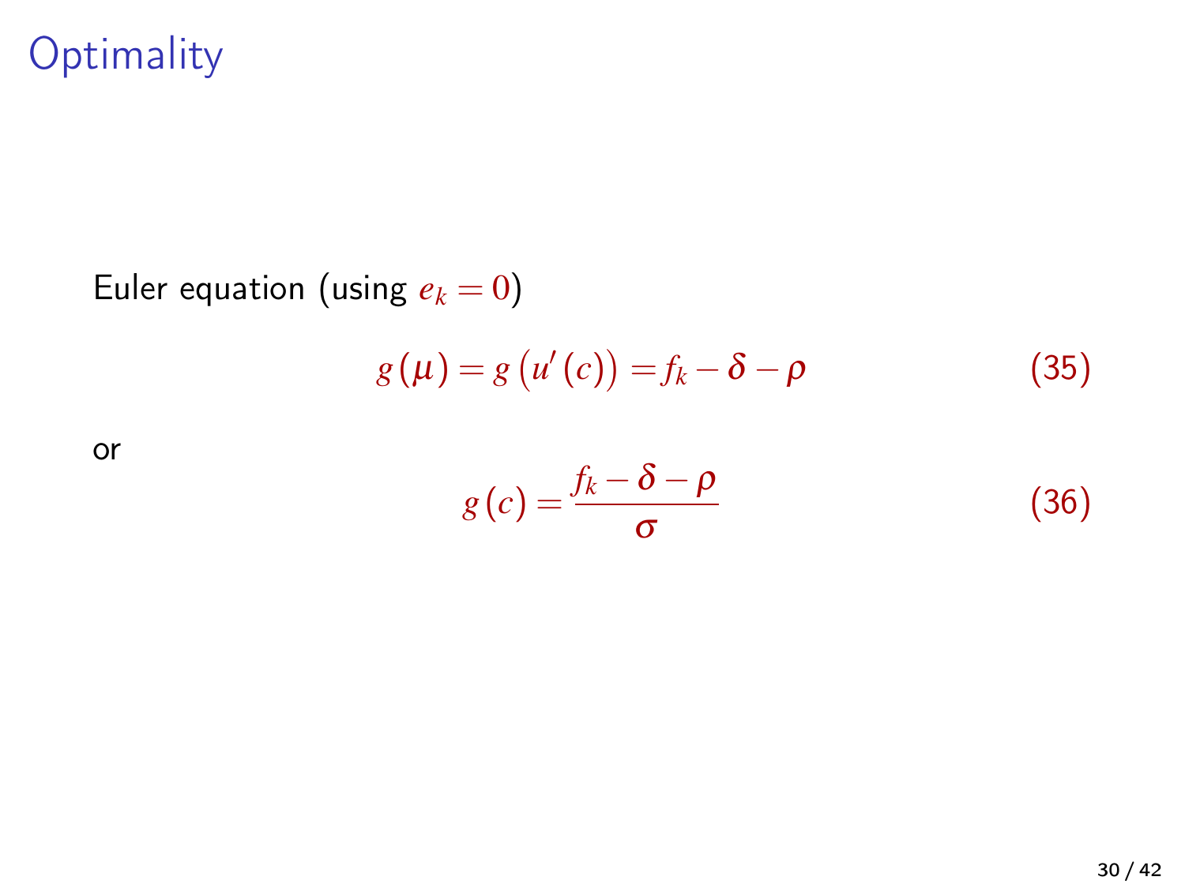# Optimality

Euler equation (using $e_k = 0$)

$$g(\mu) = g\left(u'(c)\right) = f_k - \delta - \rho \tag{35}$$

or

$$g(c) = \frac{f_k - \delta - \rho}{\sigma} \tag{36}$$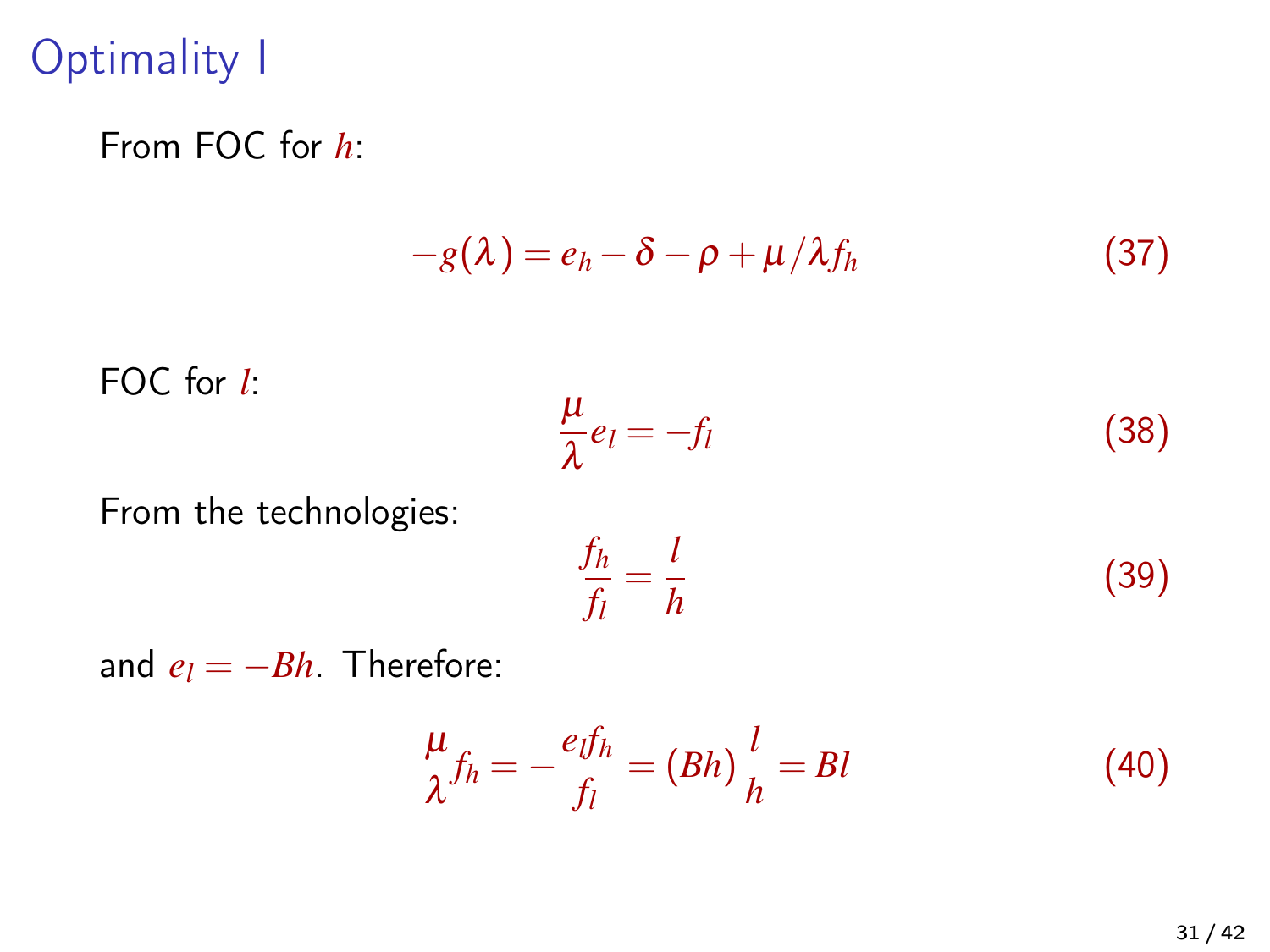# Optimality I

From FOC for $h$:

$$-g(\lambda) = e_h - \delta - \rho + \mu/\lambda f_h \tag{37}$$

FOC for $l$:

$$\frac{\mu}{\lambda} e_l = -f_l \tag{38}$$

From the technologies:

$$\frac{f_h}{f_l} = \frac{l}{h} \tag{39}$$

and $e_l = -Bh$. Therefore:

$$\frac{\mu}{\lambda} f_h = -\frac{e_l f_h}{f_l} = (Bh)\frac{l}{h} = Bl \tag{40}$$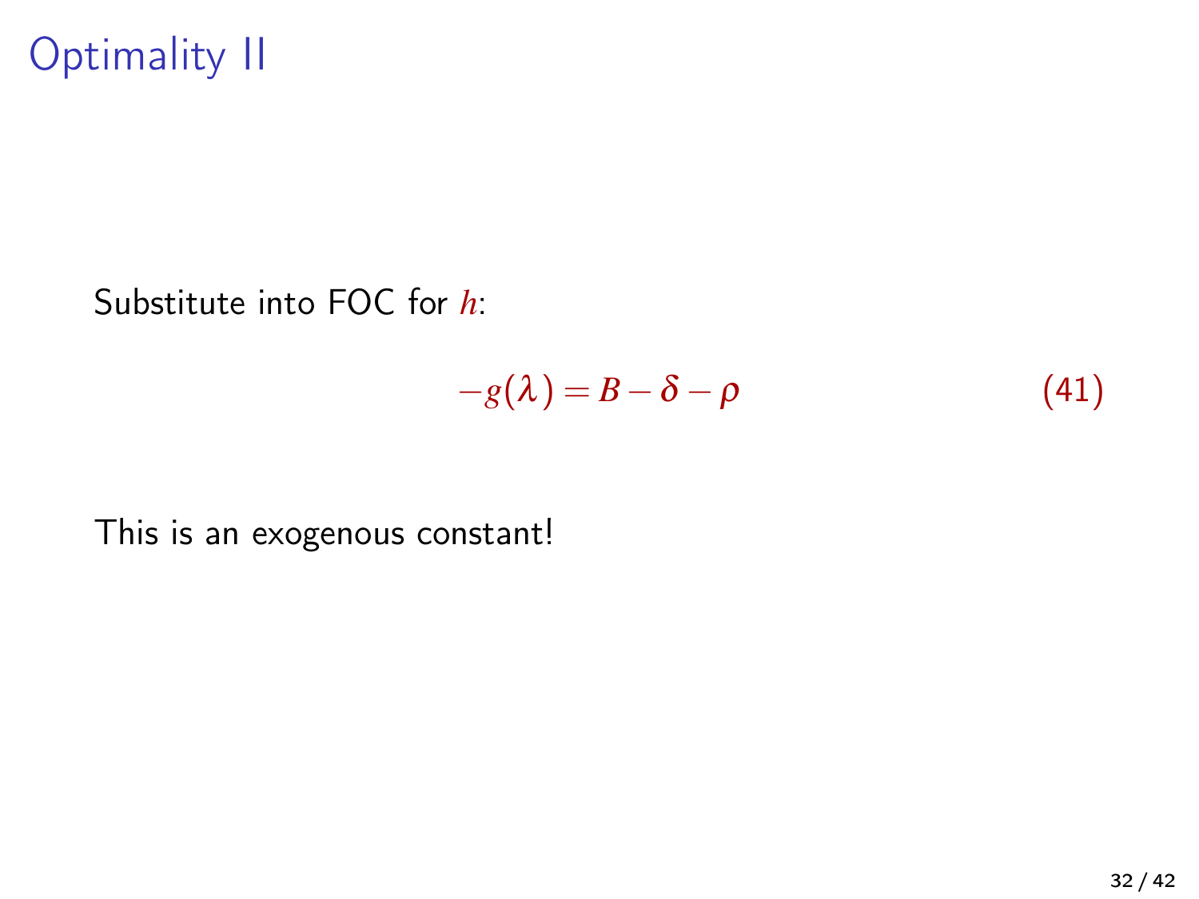# Optimality II

Substitute into FOC for $h$:

$$-g(\lambda) = B - \delta - \rho \tag{41}$$

This is an exogenous constant!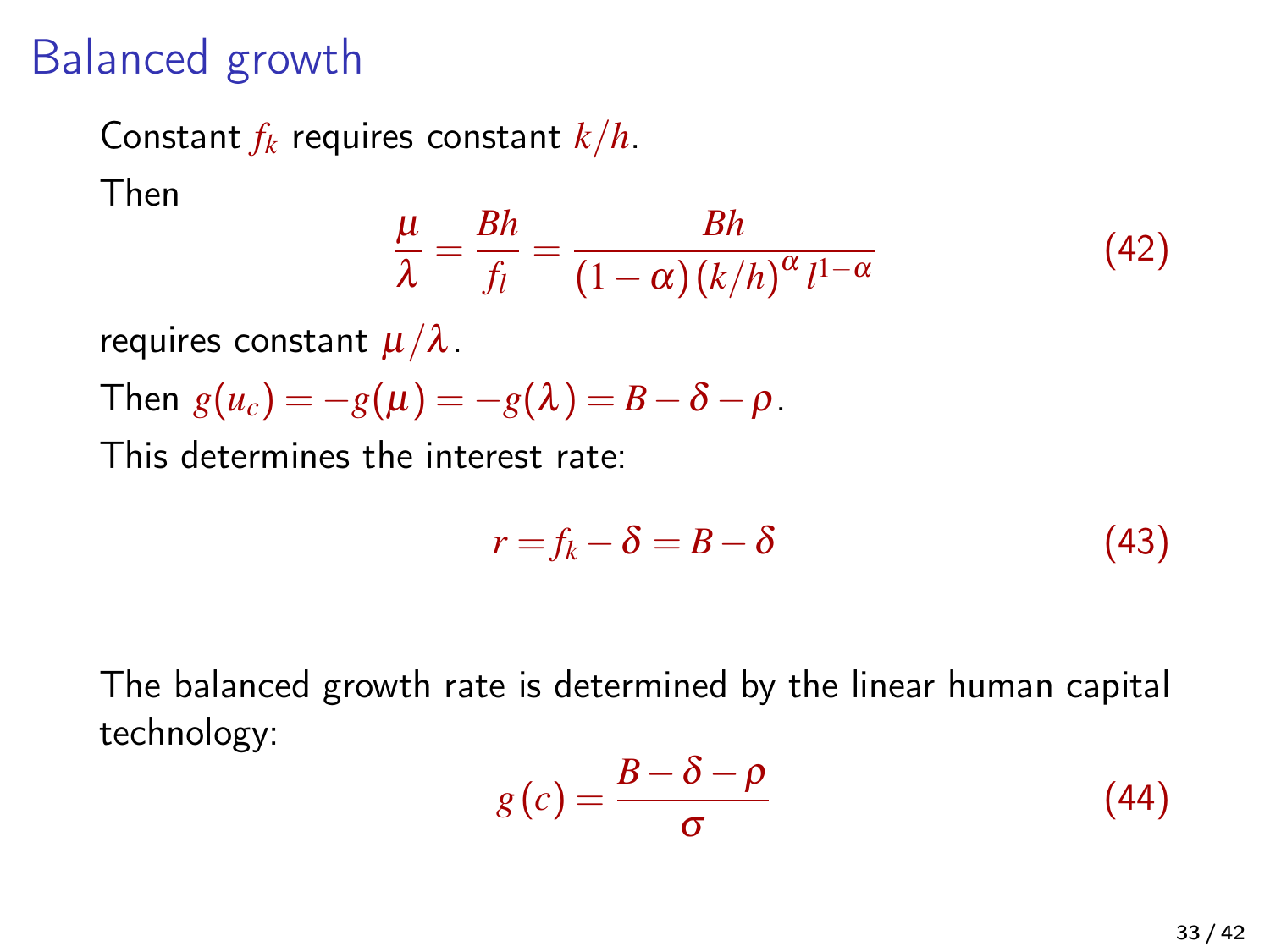# Balanced growth

Constant $f_k$ requires constant $k/h$.

Then

$$\frac{\mu}{\lambda} = \frac{Bh}{f_l} = \frac{Bh}{(1-\alpha)(k/h)^{\alpha} l^{1-\alpha}} \tag{42}$$

requires constant $\mu/\lambda$.

Then $g(u_c) = -g(\mu) = -g(\lambda) = B - \delta - \rho$.

This determines the interest rate:

$$r = f_k - \delta = B - \delta \tag{43}$$

The balanced growth rate is determined by the linear human capital technology:

$$g(c) = \frac{B - \delta - \rho}{\sigma} \tag{44}$$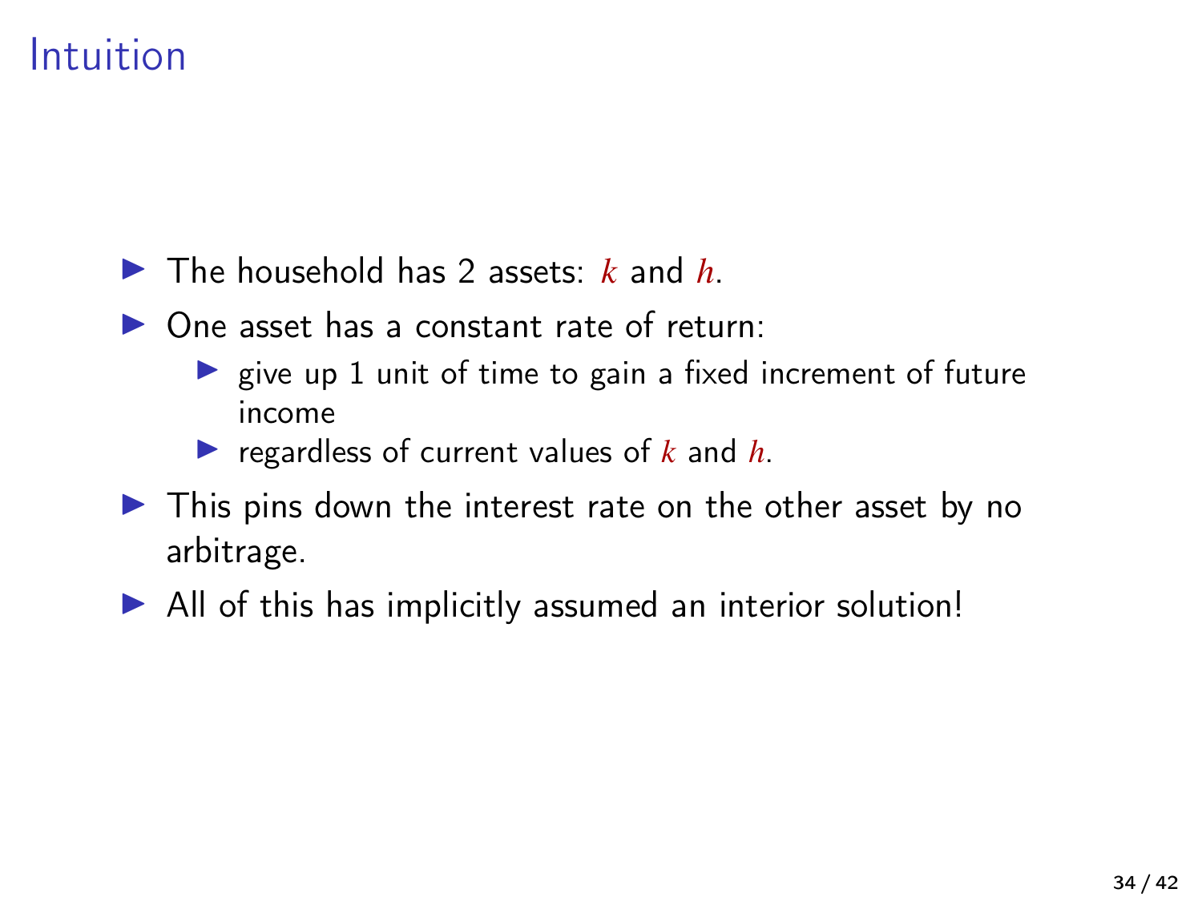# Intuition

- The household has 2 assets: $k$ and $h$.
- One asset has a constant rate of return:
  - give up 1 unit of time to gain a fixed increment of future income
  - regardless of current values of $k$ and $h$.
- This pins down the interest rate on the other asset by no arbitrage.
- All of this has implicitly assumed an interior solution!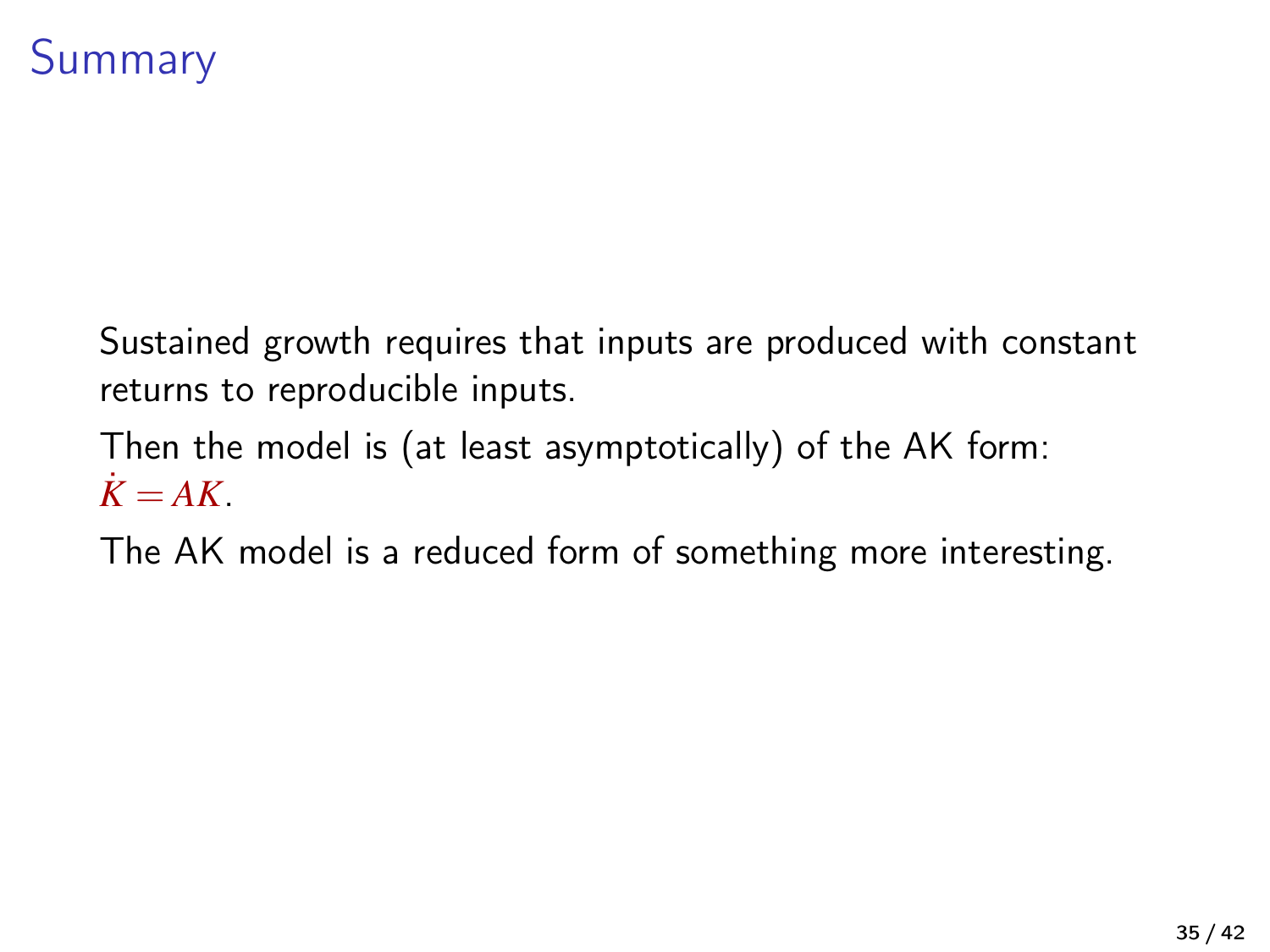# Summary

Sustained growth requires that inputs are produced with constant returns to reproducible inputs.

Then the model is (at least asymptotically) of the AK form: $\dot{K} = AK$.

The AK model is a reduced form of something more interesting.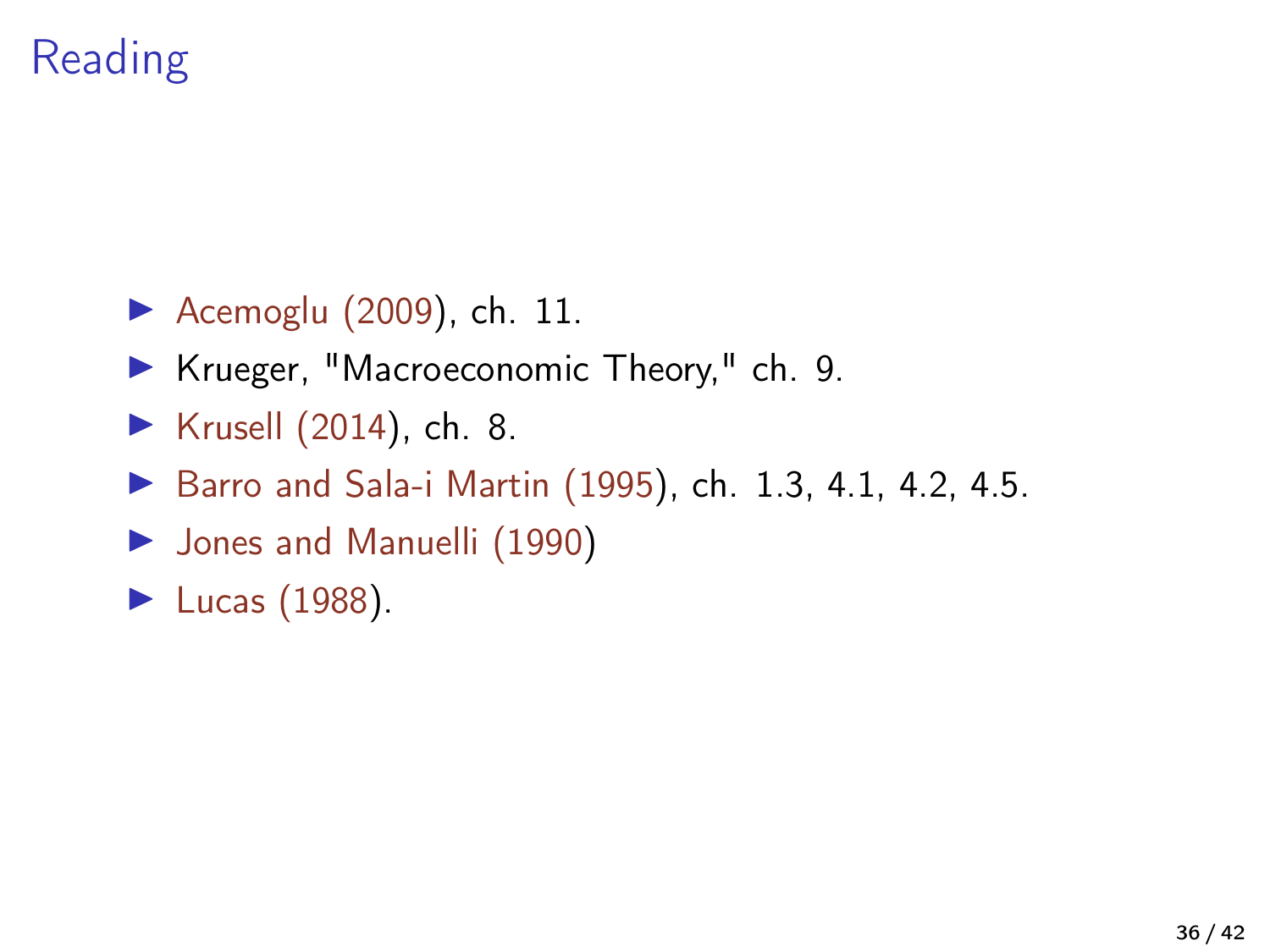# Reading

- Acemoglu (2009), ch. 11.
- Krueger, "Macroeconomic Theory," ch. 9.
- Krusell (2014), ch. 8.
- Barro and Sala-i Martin (1995), ch. 1.3, 4.1, 4.2, 4.5.
- Jones and Manuelli (1990)
- Lucas (1988).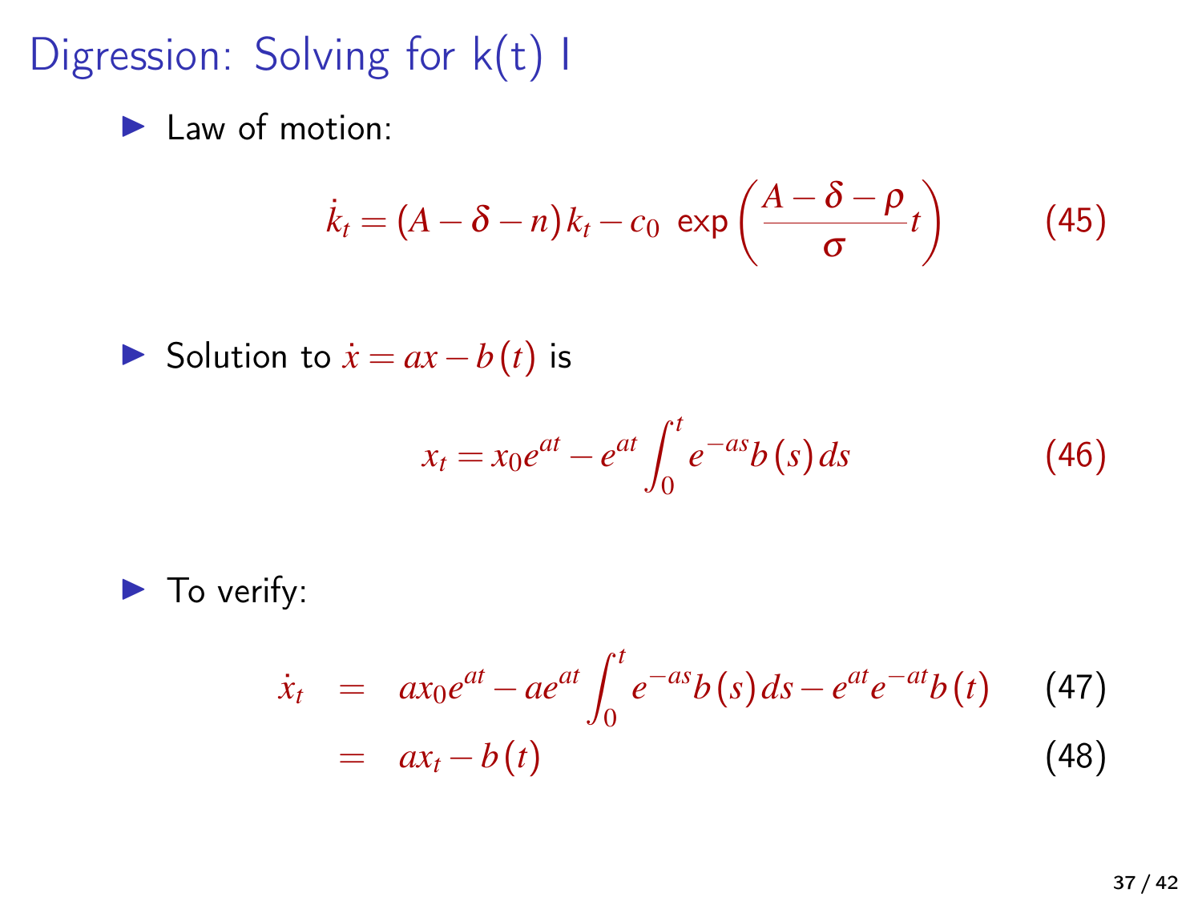# Digression: Solving for k(t) I

- Law of motion:

$$\dot{k}_t = (A - \delta - n) k_t - c_0 \; \exp\left(\frac{A - \delta - \rho}{\sigma} t\right) \tag{45}$$

- Solution to $\dot{x} = ax - b(t)$ is

$$x_t = x_0 e^{at} - e^{at} \int_0^t e^{-as} b(s) \, ds \tag{46}$$

- To verify:

$$\begin{aligned} \dot{x}_t &= a x_0 e^{at} - a e^{at} \int_0^t e^{-as} b(s) \, ds - e^{at} e^{-at} b(t) && (47) \\ &= a x_t - b(t) && (48) \end{aligned}$$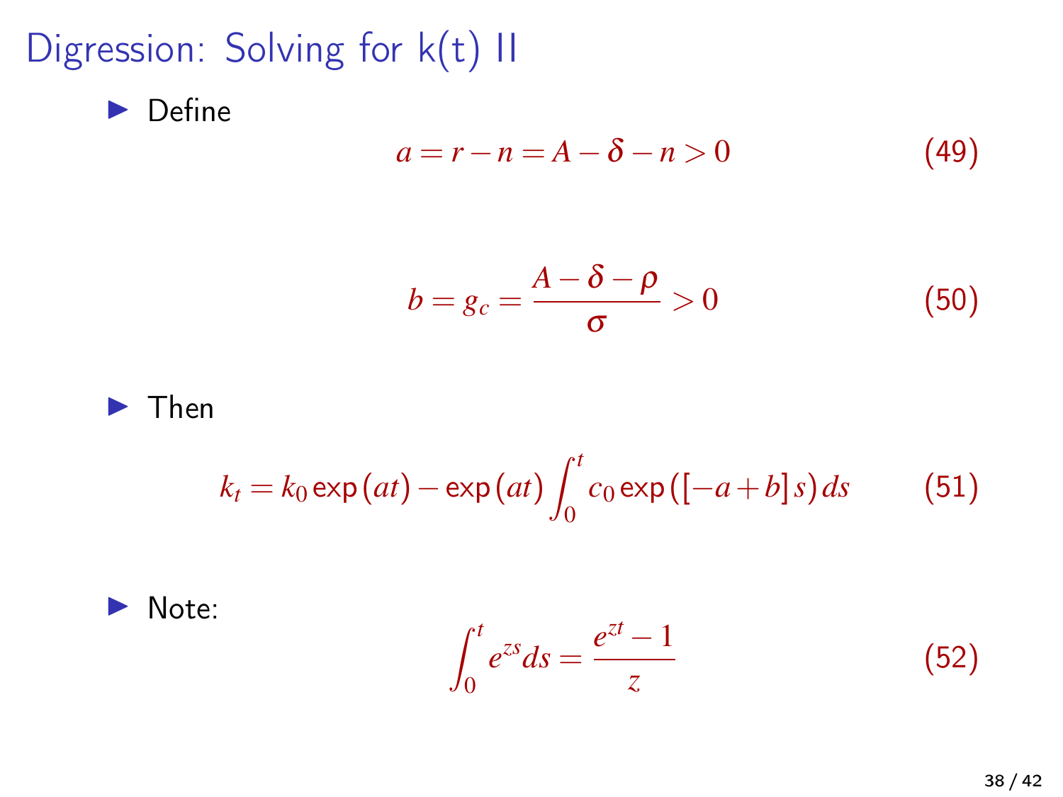# Digression: Solving for k(t) II

- Define

$$a = r - n = A - \delta - n > 0 \tag{49}$$

$$b = g_c = \frac{A - \delta - \rho}{\sigma} > 0 \tag{50}$$

- Then

$$k_t = k_0 \exp(at) - \exp(at) \int_0^t c_0 \exp([-a + b] s) \, ds \tag{51}$$

- Note:

$$\int_0^t e^{zs} ds = \frac{e^{zt} - 1}{z} \tag{52}$$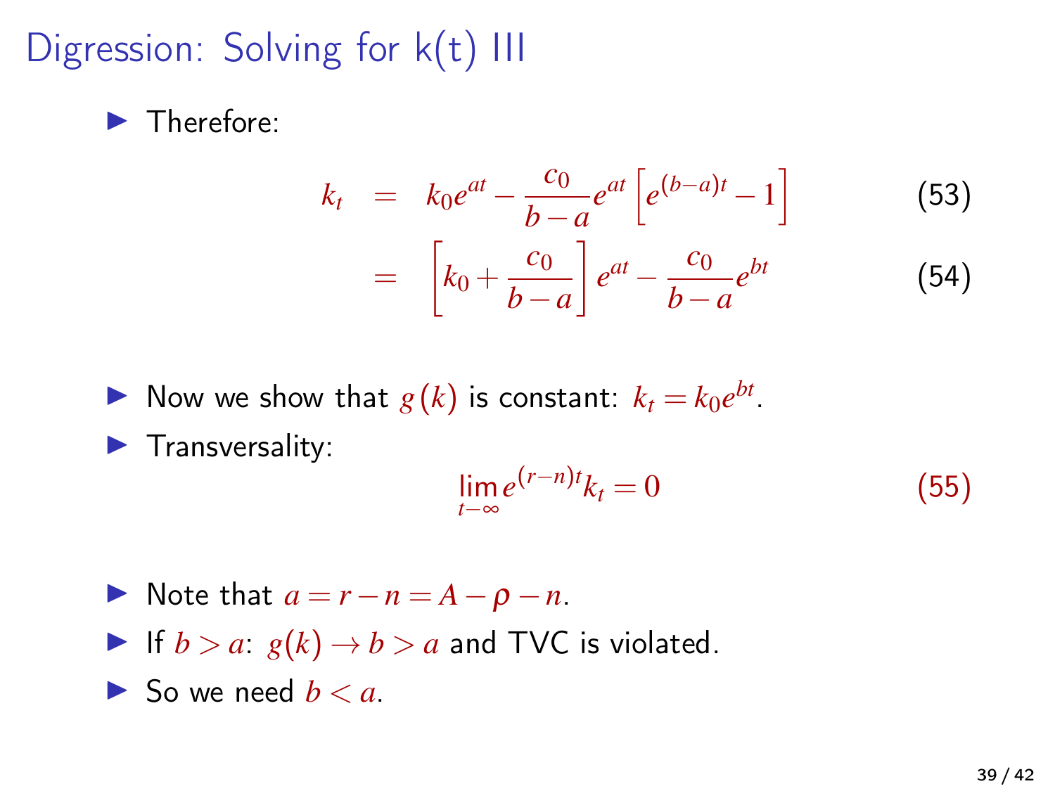# Digression: Solving for k(t) III

- Therefore:

$$
\begin{aligned}
k_t &= k_0 e^{at} - \frac{c_0}{b-a} e^{at}\left[e^{(b-a)t} - 1\right] && (53)\\
&= \left[k_0 + \frac{c_0}{b-a}\right] e^{at} - \frac{c_0}{b-a} e^{bt} && (54)
\end{aligned}
$$

- Now we show that $g(k)$ is constant: $k_t = k_0 e^{bt}$.
- Transversality:

$$
\lim_{t-\infty} e^{(r-n)t} k_t = 0 \qquad (55)
$$

- Note that $a = r - n = A - \rho - n$.
- If $b > a$: $g(k) \to b > a$ and TVC is violated.
- So we need $b < a$.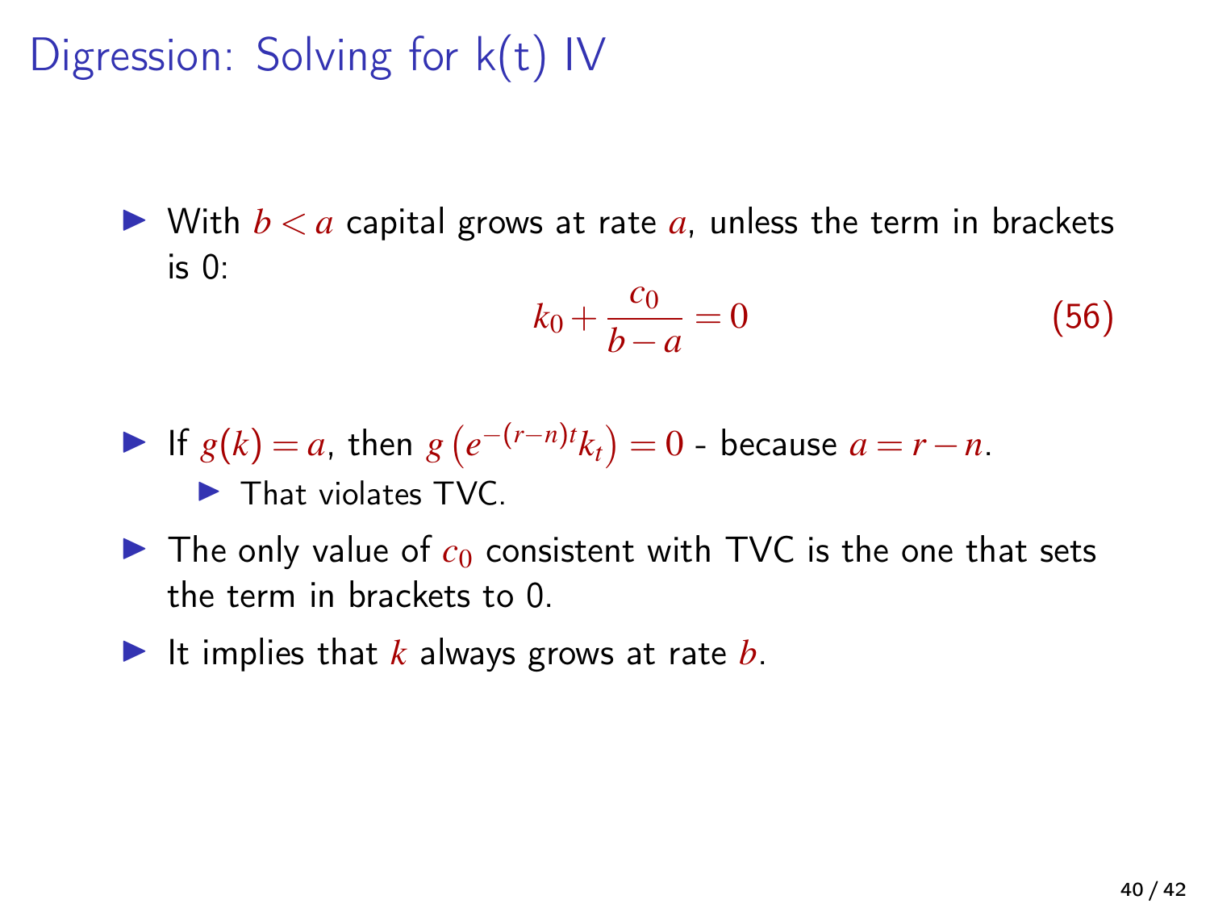# Digression: Solving for k(t) IV

- With $b < a$ capital grows at rate $a$, unless the term in brackets is 0:

$$k_0 + \frac{c_0}{b-a} = 0 \tag{56}$$

- If $g(k) = a$, then $g\left(e^{-(r-n)t}k_t\right) = 0$ - because $a = r - n$.
  - That violates TVC.
- The only value of $c_0$ consistent with TVC is the one that sets the term in brackets to 0.
- It implies that $k$ always grows at rate $b$.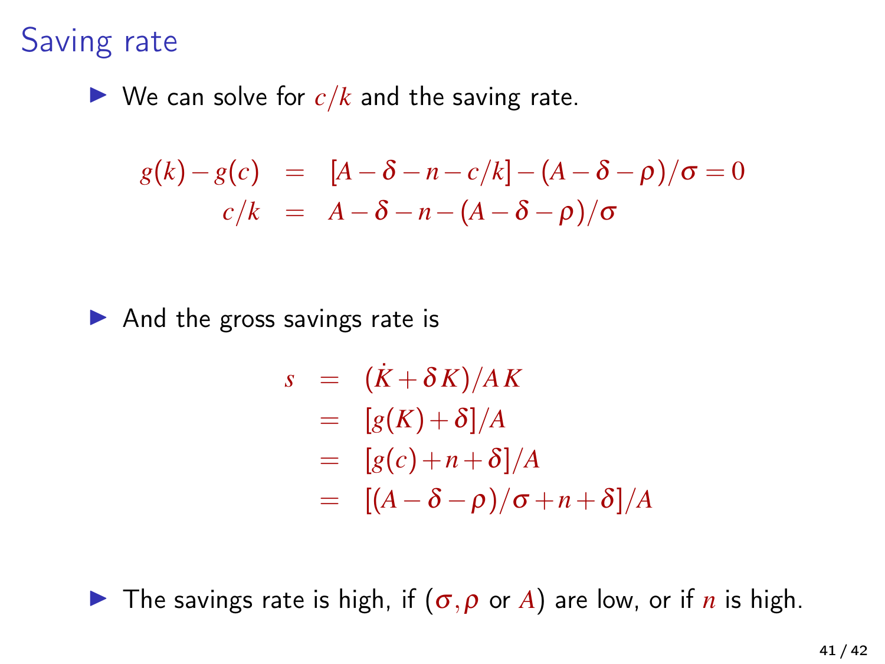# Saving rate

- We can solve for $c/k$ and the saving rate.

$$
\begin{aligned}
g(k) - g(c) &= [A - \delta - n - c/k] - (A - \delta - \rho)/\sigma = 0 \\
c/k &= A - \delta - n - (A - \delta - \rho)/\sigma
\end{aligned}
$$

- And the gross savings rate is

$$
\begin{aligned}
s &= (\dot{K} + \delta K)/A\,K \\
&= [g(K) + \delta]/A \\
&= [g(c) + n + \delta]/A \\
&= [(A - \delta - \rho)/\sigma + n + \delta]/A
\end{aligned}
$$

- The savings rate is high, if ($\sigma, \rho$ or $A$) are low, or if $n$ is high.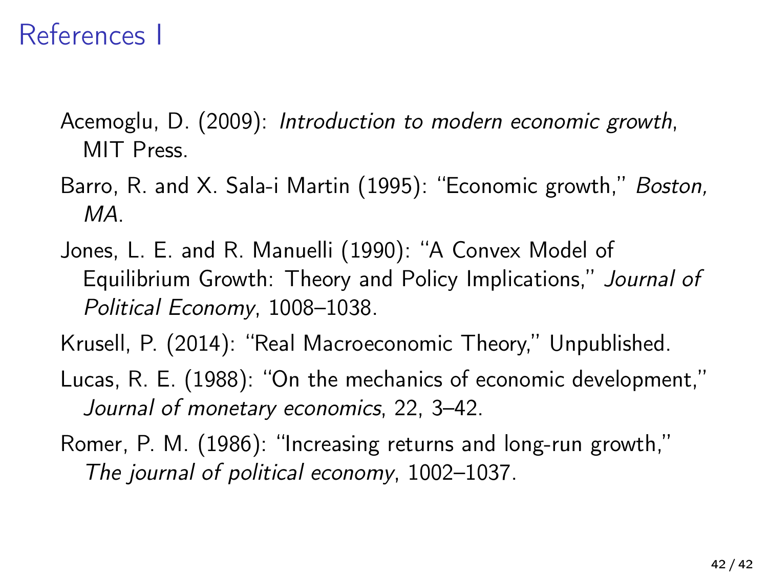# References I

Acemoglu, D. (2009): *Introduction to modern economic growth*, MIT Press.

Barro, R. and X. Sala-i Martin (1995): "Economic growth," *Boston, MA*.

Jones, L. E. and R. Manuelli (1990): "A Convex Model of Equilibrium Growth: Theory and Policy Implications," *Journal of Political Economy*, 1008–1038.

Krusell, P. (2014): "Real Macroeconomic Theory," Unpublished.

Lucas, R. E. (1988): "On the mechanics of economic development," *Journal of monetary economics*, 22, 3–42.

Romer, P. M. (1986): "Increasing returns and long-run growth," *The journal of political economy*, 1002–1037.